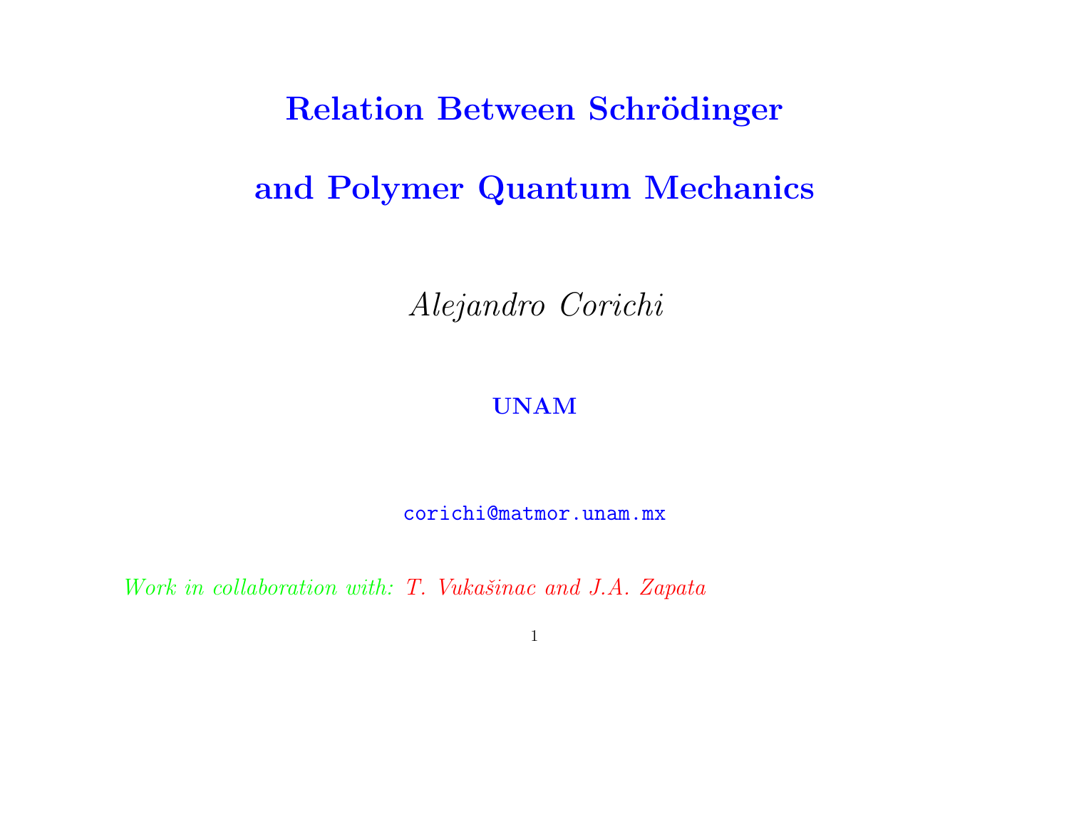# Relation Between Schrödinger and Polymer Quantum Mechanics

*Alejandro Corichi*

**UNAM**

corichi@matmor.unam.mx

*Work in collaboration with: T. Vukašinac and J.A. Zapata*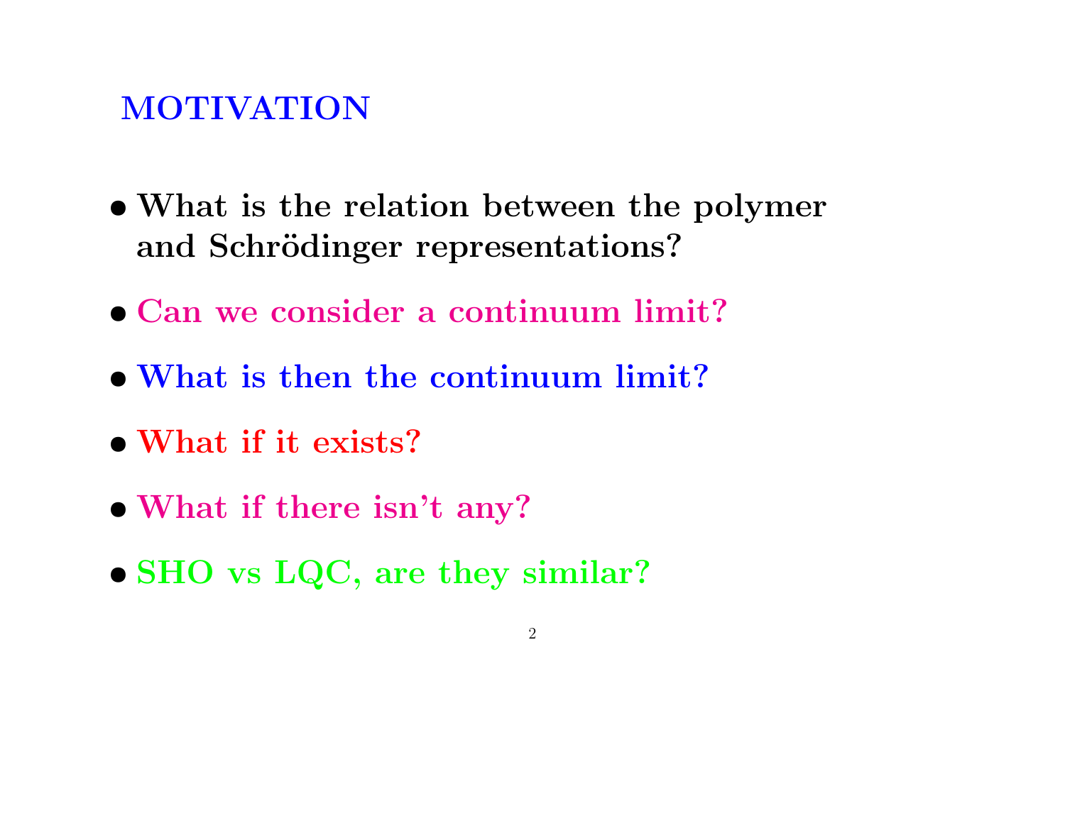## MOTIVATION

- **What is the relation between the polymer and Schrödinger representations?**
- **Can we consider a continuum limit?**
- **What is then the continuum limit?**
- **What if it exists?**
- **What if there isn't any?**
- **SHO vs LQC, are they similar?**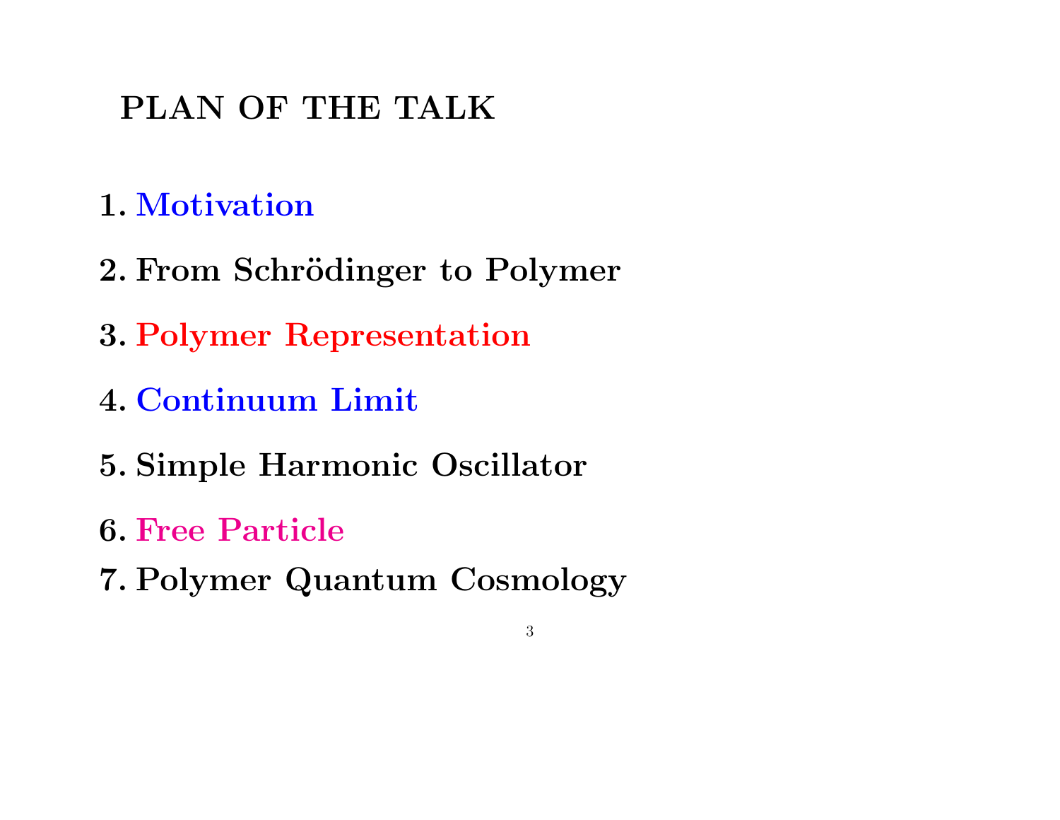## PLAN OF THE TALK

1. Motivation
2. From Schrödinger to Polymer
3. Polymer Representation
4. Continuum Limit
5. Simple Harmonic Oscillator
6. Free Particle
7. Polymer Quantum Cosmology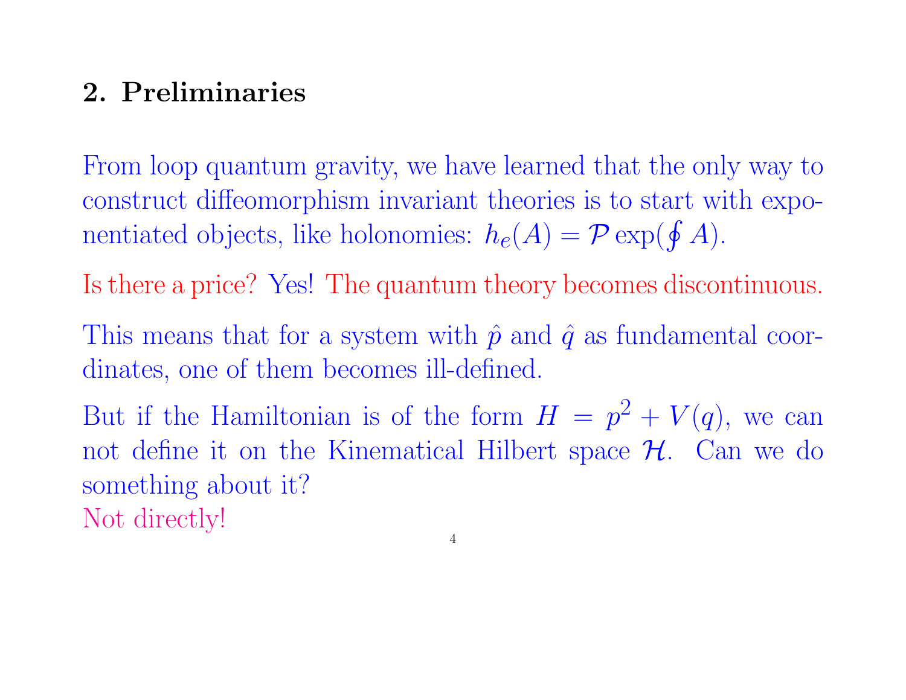## 2. Preliminaries

From loop quantum gravity, we have learned that the only way to construct diffeomorphism invariant theories is to start with exponentiated objects, like holonomies: $h_e(A) = \mathcal{P}\exp(\oint A)$.

Is there a price? Yes! The quantum theory becomes discontinuous.

This means that for a system with $\hat{p}$ and $\hat{q}$ as fundamental coordinates, one of them becomes ill-defined.

But if the Hamiltonian is of the form $H = p^2 + V(q)$, we can not define it on the Kinematical Hilbert space $\mathcal{H}$. Can we do something about it?
Not directly!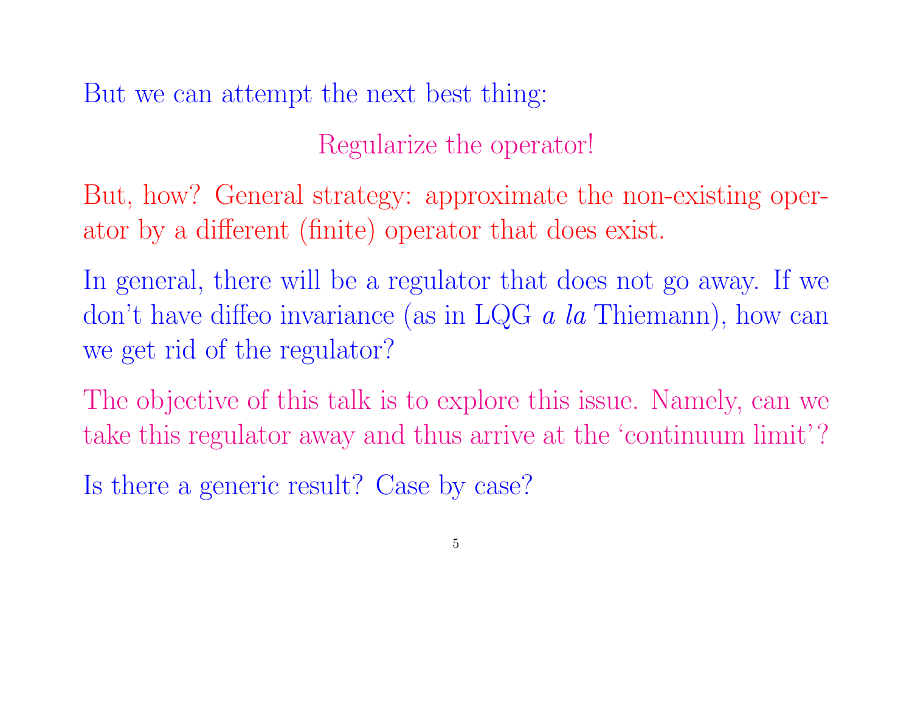But we can attempt the next best thing:

Regularize the operator!

But, how? General strategy: approximate the non-existing operator by a different (finite) operator that does exist.

In general, there will be a regulator that does not go away. If we don't have diffeo invariance (as in LQG *a la* Thiemann), how can we get rid of the regulator?

The objective of this talk is to explore this issue. Namely, can we take this regulator away and thus arrive at the 'continuum limit'?

Is there a generic result? Case by case?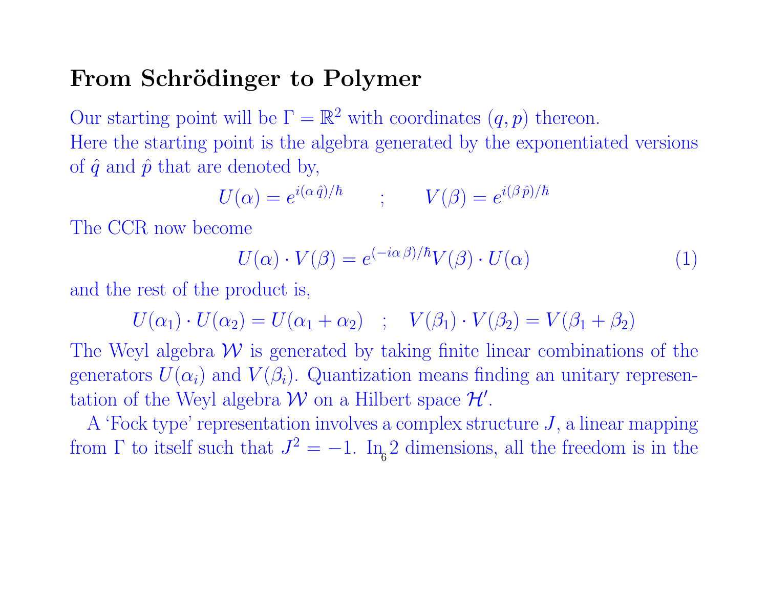## From Schrödinger to Polymer

Our starting point will be $\Gamma = \mathbb{R}^2$ with coordinates $(q, p)$ thereon.
Here the starting point is the algebra generated by the exponentiated versions of $\hat{q}$ and $\hat{p}$ that are denoted by,

$$U(\alpha) = e^{i(\alpha\,\hat{q})/\hbar} \qquad ; \qquad V(\beta) = e^{i(\beta\,\hat{p})/\hbar}$$

The CCR now become

$$U(\alpha) \cdot V(\beta) = e^{(-i\alpha\,\beta)/\hbar} V(\beta) \cdot U(\alpha) \tag{1}$$

and the rest of the product is,

$$U(\alpha_1) \cdot U(\alpha_2) = U(\alpha_1 + \alpha_2) \quad ; \quad V(\beta_1) \cdot V(\beta_2) = V(\beta_1 + \beta_2)$$

The Weyl algebra $\mathcal{W}$ is generated by taking finite linear combinations of the generators $U(\alpha_i)$ and $V(\beta_i)$. Quantization means finding an unitary representation of the Weyl algebra $\mathcal{W}$ on a Hilbert space $\mathcal{H}'$.

A 'Fock type' representation involves a complex structure $J$, a linear mapping from $\Gamma$ to itself such that $J^2 = -1$. In 2 dimensions, all the freedom is in the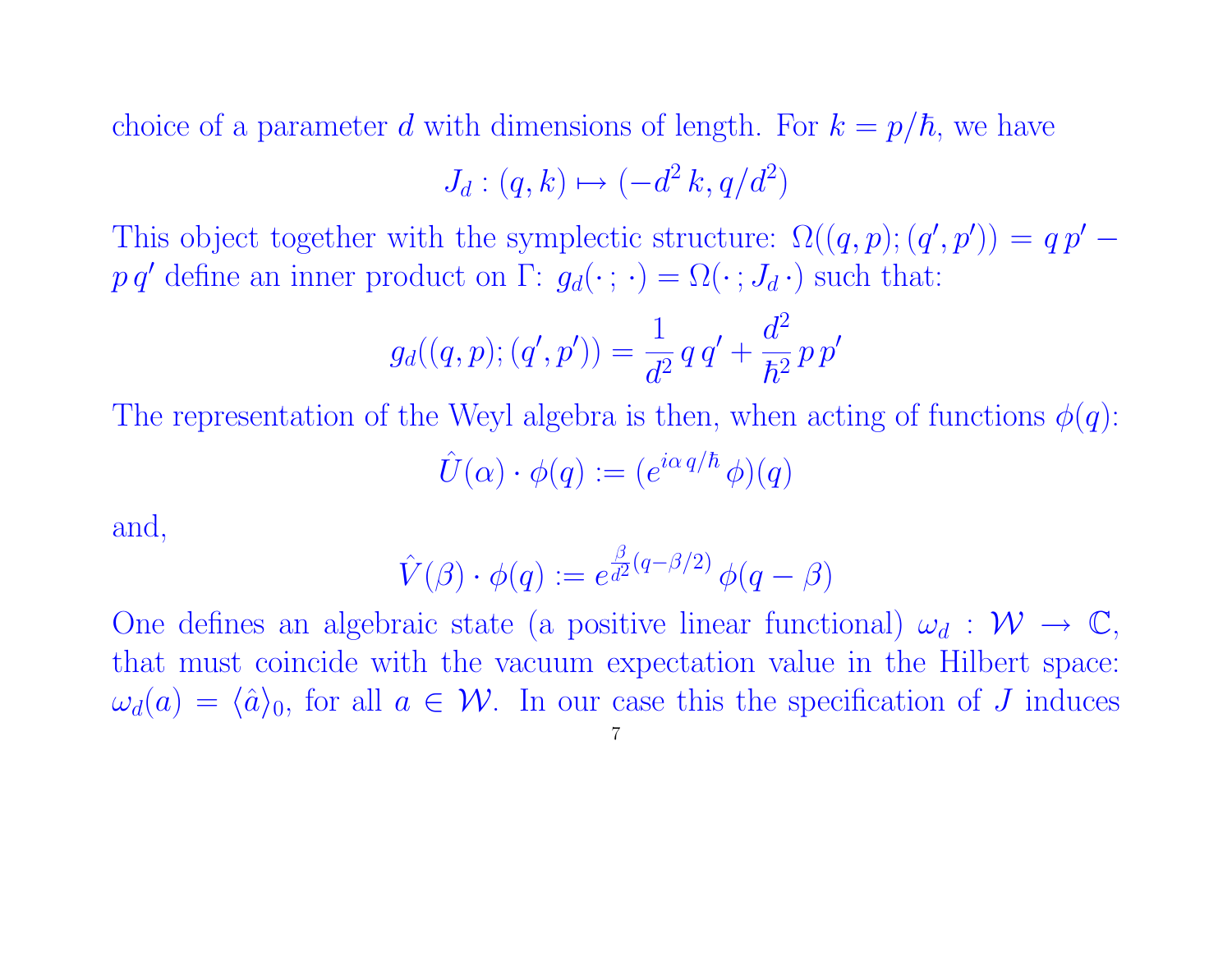choice of a parameter $d$ with dimensions of length. For $k = p/\hbar$, we have

$$J_d : (q, k) \mapsto (-d^2\, k, q/d^2)$$

This object together with the symplectic structure: $\Omega((q,p);(q',p')) = q\,p' - p\,q'$ define an inner product on $\Gamma$: $g_d(\cdot\,;\,\cdot) = \Omega(\cdot\,;J_d\,\cdot)$ such that:

$$g_d((q,p);(q',p')) = \frac{1}{d^2}\,q\,q' + \frac{d^2}{\hbar^2}\,p\,p'$$

The representation of the Weyl algebra is then, when acting of functions $\phi(q)$:

$$\hat{U}(\alpha)\cdot\phi(q) := (e^{i\alpha\,q/\hbar}\,\phi)(q)$$

and,

$$\hat{V}(\beta)\cdot\phi(q) := e^{\frac{\beta}{d^2}(q-\beta/2)}\,\phi(q-\beta)$$

One defines an algebraic state (a positive linear functional) $\omega_d : \mathcal{W} \to \mathbb{C}$, that must coincide with the vacuum expectation value in the Hilbert space: $\omega_d(a) = \langle\hat{a}\rangle_0$, for all $a \in \mathcal{W}$. In our case this the specification of $J$ induces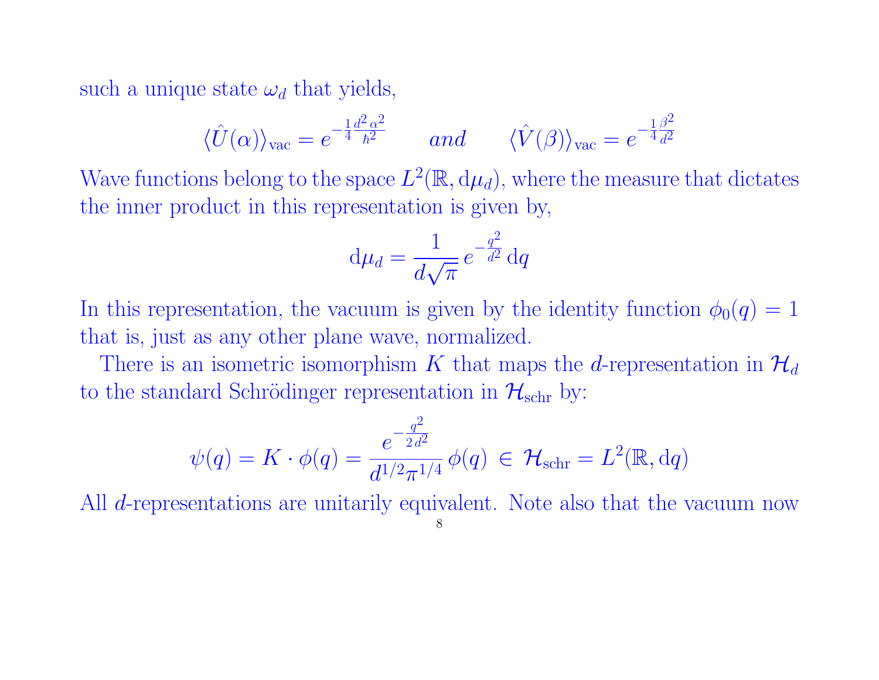such a unique state $\omega_d$ that yields,

$$\langle \hat{U}(\alpha) \rangle_{\text{vac}} = e^{-\frac{1}{4}\frac{d^2}{\hbar^2}\alpha^2} \qquad and \qquad \langle \hat{V}(\beta) \rangle_{\text{vac}} = e^{-\frac{1}{4}\frac{\beta^2}{d^2}}$$

Wave functions belong to the space $L^2(\mathbb{R}, \mathrm{d}\mu_d)$, where the measure that dictates the inner product in this representation is given by,

$$\mathrm{d}\mu_d = \frac{1}{d\sqrt{\pi}}\, e^{-\frac{q^2}{d^2}}\, \mathrm{d}q$$

In this representation, the vacuum is given by the identity function $\phi_0(q) = 1$ that is, just as any other plane wave, normalized.

There is an isometric isomorphism $K$ that maps the $d$-representation in $\mathcal{H}_d$ to the standard Schrödinger representation in $\mathcal{H}_{\text{schr}}$ by:

$$\psi(q) = K \cdot \phi(q) = \frac{e^{-\frac{q^2}{2\,d^2}}}{d^{1/2}\pi^{1/4}}\, \phi(q) \, \in \, \mathcal{H}_{\text{schr}} = L^2(\mathbb{R}, \mathrm{d}q)$$

All $d$-representations are unitarily equivalent. Note also that the vacuum now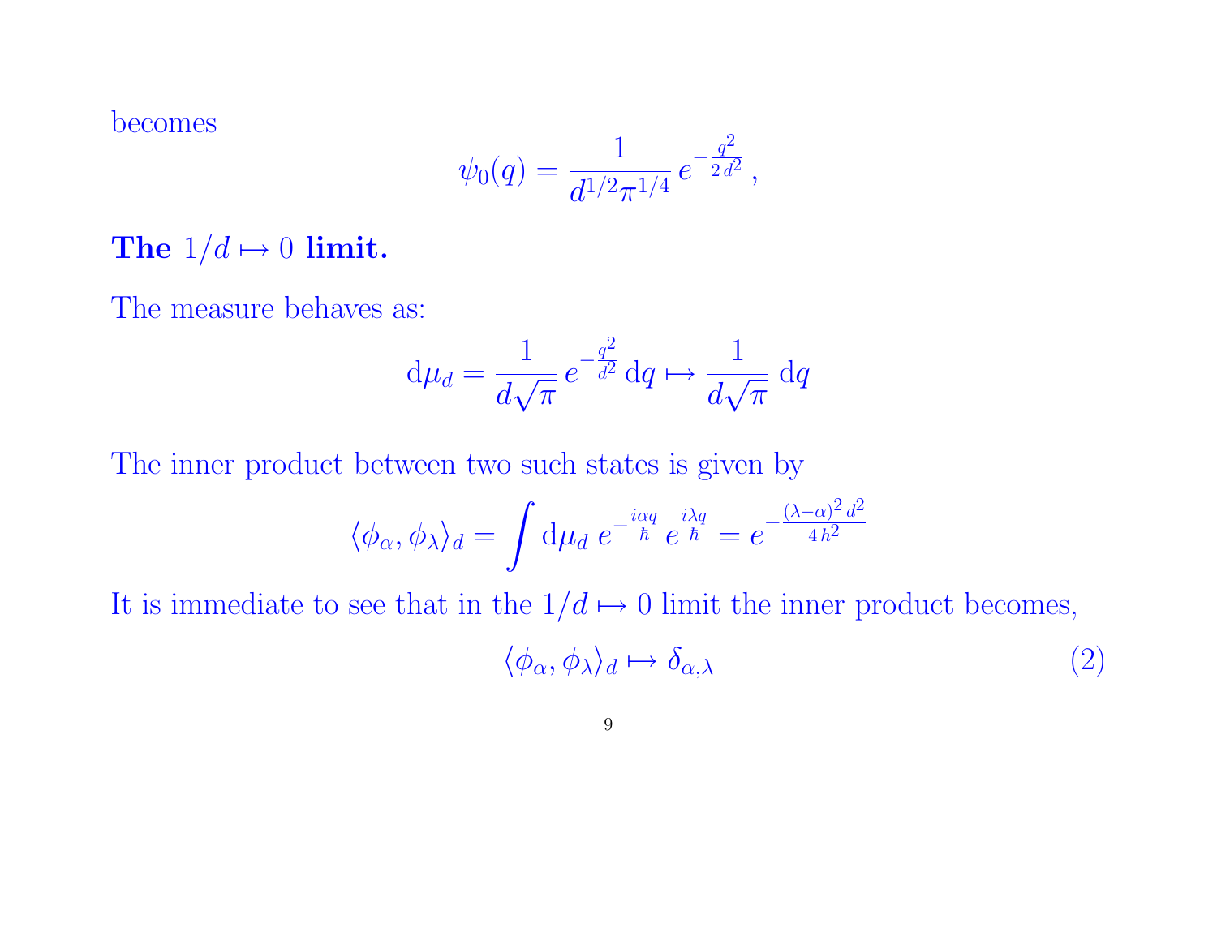becomes

$$\psi_0(q) = \frac{1}{d^{1/2}\pi^{1/4}}\, e^{-\frac{q^2}{2\,d^2}}\,,$$

**The $1/d \mapsto 0$ limit.**

The measure behaves as:

$$\mathrm{d}\mu_d = \frac{1}{d\sqrt{\pi}}\, e^{-\frac{q^2}{d^2}}\, \mathrm{d}q \mapsto \frac{1}{d\sqrt{\pi}}\, \mathrm{d}q$$

The inner product between two such states is given by

$$\langle \phi_\alpha, \phi_\lambda \rangle_d = \int \mathrm{d}\mu_d\; e^{-\frac{i\alpha q}{\hbar}}\, e^{\frac{i\lambda q}{\hbar}} = e^{-\frac{(\lambda-\alpha)^2\, d^2}{4\,\hbar^2}}$$

It is immediate to see that in the $1/d \mapsto 0$ limit the inner product becomes,

$$\langle \phi_\alpha, \phi_\lambda \rangle_d \mapsto \delta_{\alpha,\lambda} \tag{2}$$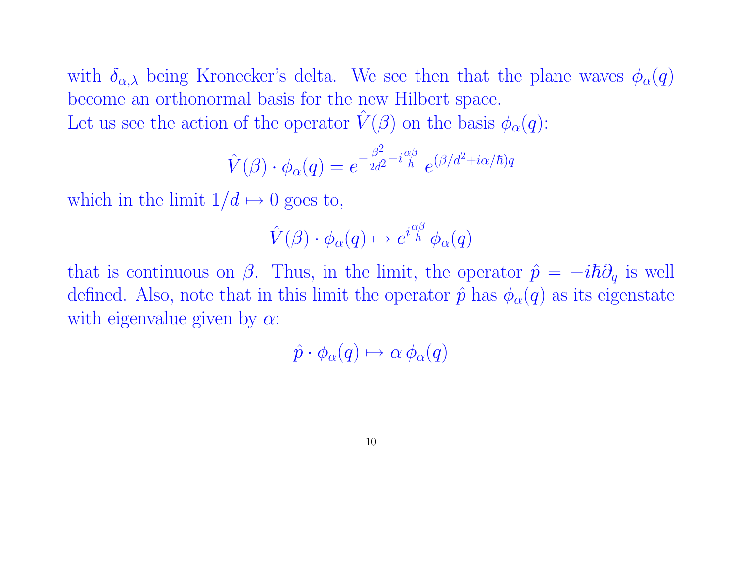with $\delta_{\alpha,\lambda}$ being Kronecker's delta. We see then that the plane waves $\phi_\alpha(q)$ become an orthonormal basis for the new Hilbert space.
Let us see the action of the operator $\hat{V}(\beta)$ on the basis $\phi_\alpha(q)$:

$$\hat{V}(\beta) \cdot \phi_\alpha(q) = e^{-\frac{\beta^2}{2d^2} - i\frac{\alpha\beta}{\hbar}} \; e^{(\beta/d^2 + i\alpha/\hbar)q}$$

which in the limit $1/d \mapsto 0$ goes to,

$$\hat{V}(\beta) \cdot \phi_\alpha(q) \mapsto e^{i\frac{\alpha\beta}{\hbar}} \, \phi_\alpha(q)$$

that is continuous on $\beta$. Thus, in the limit, the operator $\hat{p} = -i\hbar\partial_q$ is well defined. Also, note that in this limit the operator $\hat{p}$ has $\phi_\alpha(q)$ as its eigenstate with eigenvalue given by $\alpha$:

$$\hat{p} \cdot \phi_\alpha(q) \mapsto \alpha \, \phi_\alpha(q)$$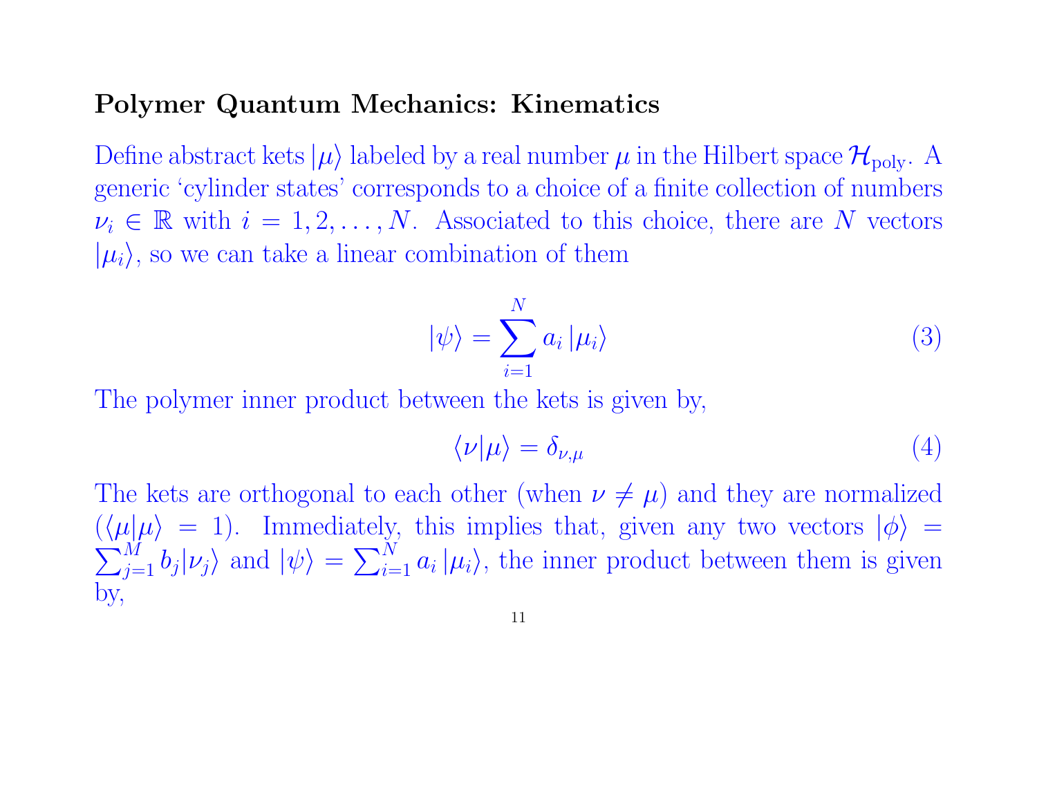### Polymer Quantum Mechanics: Kinematics

Define abstract kets $|\mu\rangle$ labeled by a real number $\mu$ in the Hilbert space $\mathcal{H}_{\rm poly}$. A generic 'cylinder states' corresponds to a choice of a finite collection of numbers $\nu_i \in \mathbb{R}$ with $i = 1, 2, \ldots, N$. Associated to this choice, there are $N$ vectors $|\mu_i\rangle$, so we can take a linear combination of them

$$
|\psi\rangle = \sum_{i=1}^{N} a_i \, |\mu_i\rangle \tag{3}
$$

The polymer inner product between the kets is given by,

$$
\langle \nu | \mu \rangle = \delta_{\nu,\mu} \tag{4}
$$

The kets are orthogonal to each other (when $\nu \neq \mu$) and they are normalized ($\langle \mu | \mu \rangle = 1$). Immediately, this implies that, given any two vectors $|\phi\rangle = \sum_{j=1}^{M} b_j |\nu_j\rangle$ and $|\psi\rangle = \sum_{i=1}^{N} a_i \, |\mu_i\rangle$, the inner product between them is given by,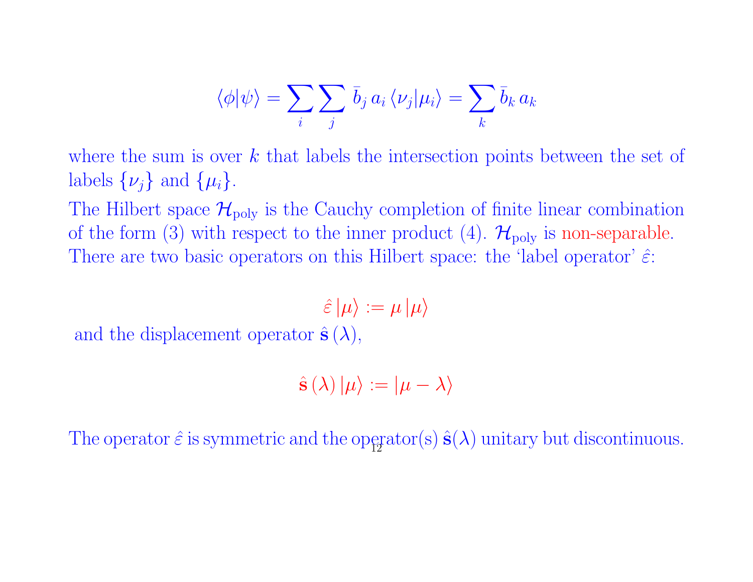$$\langle\phi|\psi\rangle = \sum_i \sum_j \bar{b}_j \, a_i \, \langle\nu_j|\mu_i\rangle = \sum_k \bar{b}_k \, a_k$$

where the sum is over $k$ that labels the intersection points between the set of labels $\{\nu_j\}$ and $\{\mu_i\}$.

The Hilbert space $\mathcal{H}_{\rm poly}$ is the Cauchy completion of finite linear combination of the form (3) with respect to the inner product (4). $\mathcal{H}_{\rm poly}$ is non-separable. There are two basic operators on this Hilbert space: the 'label operator' $\hat{\varepsilon}$:

$$\hat{\varepsilon}\,|\mu\rangle := \mu\,|\mu\rangle$$

and the displacement operator $\hat{\mathbf{s}}\,(\lambda)$,

$$\hat{\mathbf{s}}\,(\lambda)\,|\mu\rangle := |\mu - \lambda\rangle$$

The operator $\hat{\varepsilon}$ is symmetric and the operator(s) $\hat{\mathbf{s}}(\lambda)$ unitary but discontinuous.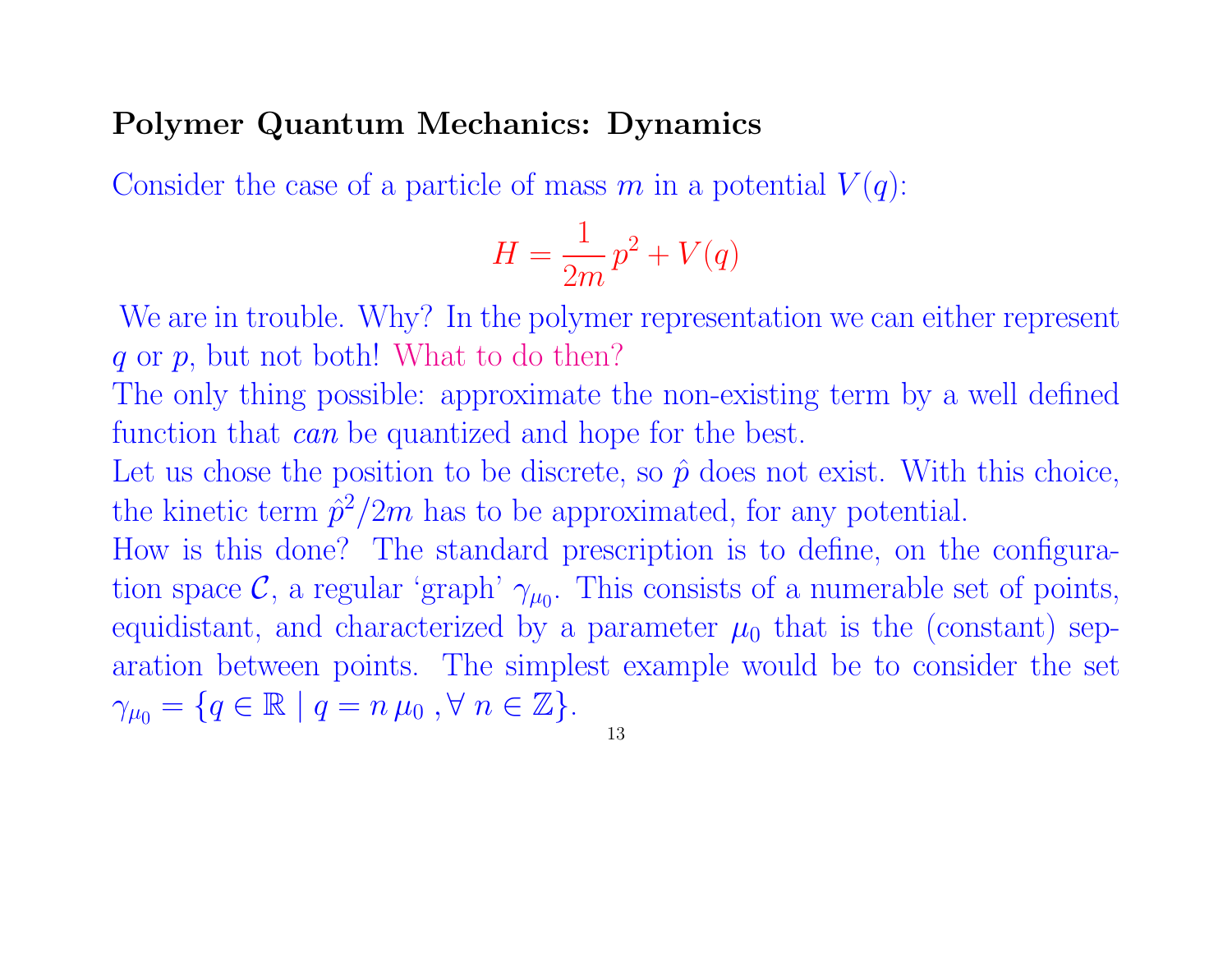## Polymer Quantum Mechanics: Dynamics

Consider the case of a particle of mass $m$ in a potential $V(q)$:

$$H = \frac{1}{2m}\,p^2 + V(q)$$

We are in trouble. Why? In the polymer representation we can either represent $q$ or $p$, but not both! What to do then?

The only thing possible: approximate the non-existing term by a well defined function that *can* be quantized and hope for the best.

Let us chose the position to be discrete, so $\hat{p}$ does not exist. With this choice, the kinetic term $\hat{p}^2/2m$ has to be approximated, for any potential.

How is this done? The standard prescription is to define, on the configuration space $\mathcal{C}$, a regular 'graph' $\gamma_{\mu_0}$. This consists of a numerable set of points, equidistant, and characterized by a parameter $\mu_0$ that is the (constant) separation between points. The simplest example would be to consider the set $\gamma_{\mu_0} = \{q \in \mathbb{R} \mid q = n\,\mu_0\,, \forall\, n \in \mathbb{Z}\}$.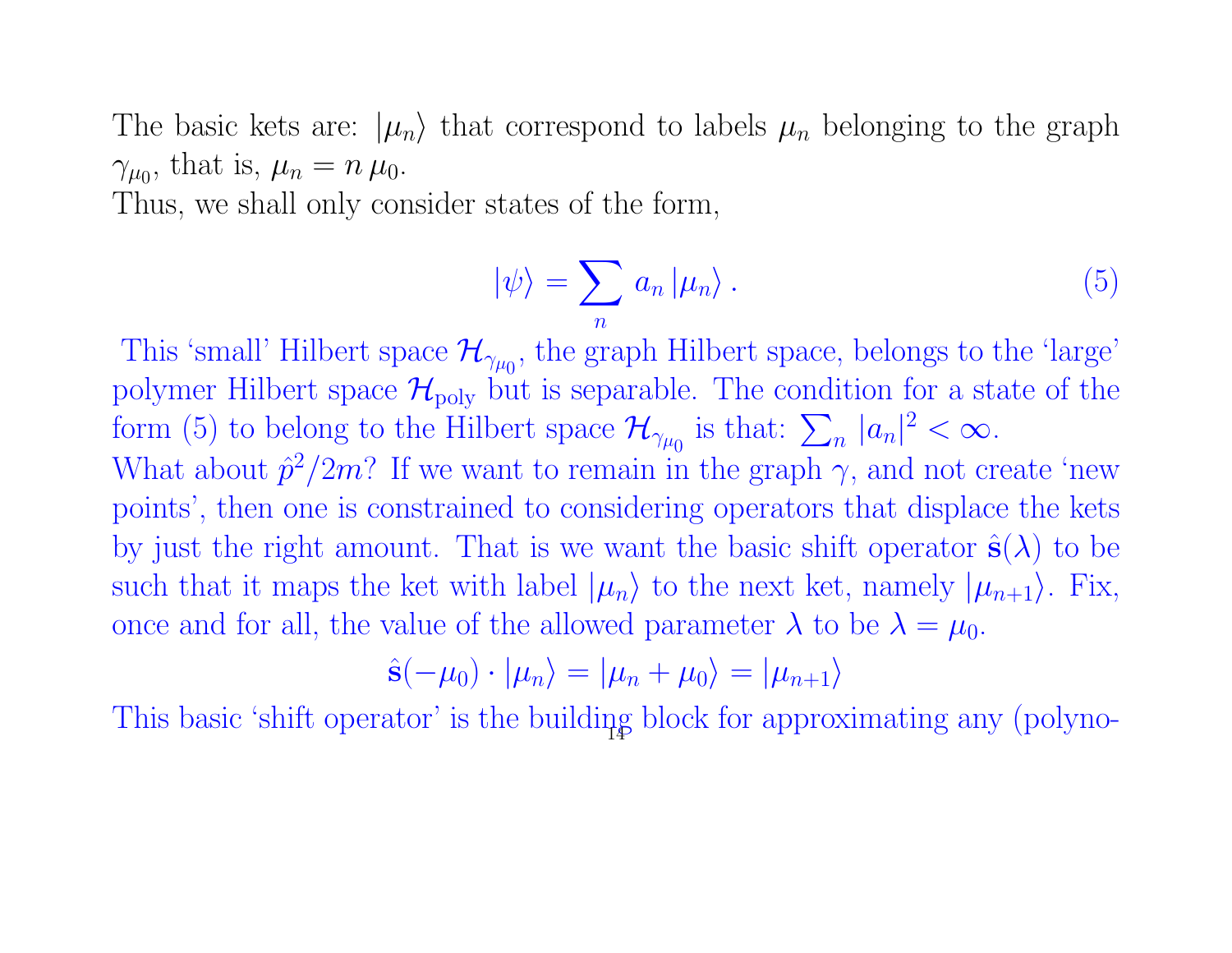The basic kets are: $|\mu_n\rangle$ that correspond to labels $\mu_n$ belonging to the graph $\gamma_{\mu_0}$, that is, $\mu_n = n\,\mu_0$.
Thus, we shall only consider states of the form,

$$|\psi\rangle = \sum_n a_n\,|\mu_n\rangle\,. \tag{5}$$

This 'small' Hilbert space $\mathcal{H}_{\gamma_{\mu_0}}$, the graph Hilbert space, belongs to the 'large' polymer Hilbert space $\mathcal{H}_{\rm poly}$ but is separable. The condition for a state of the form (5) to belong to the Hilbert space $\mathcal{H}_{\gamma_{\mu_0}}$ is that: $\sum_n |a_n|^2 < \infty$.
What about $\hat{p}^2/2m$? If we want to remain in the graph $\gamma$, and not create 'new points', then one is constrained to considering operators that displace the kets by just the right amount. That is we want the basic shift operator $\hat{\mathbf{s}}(\lambda)$ to be such that it maps the ket with label $|\mu_n\rangle$ to the next ket, namely $|\mu_{n+1}\rangle$. Fix, once and for all, the value of the allowed parameter $\lambda$ to be $\lambda = \mu_0$.

$$\hat{\mathbf{s}}(-\mu_0)\cdot|\mu_n\rangle = |\mu_n + \mu_0\rangle = |\mu_{n+1}\rangle$$

This basic 'shift operator' is the building block for approximating any (polyno-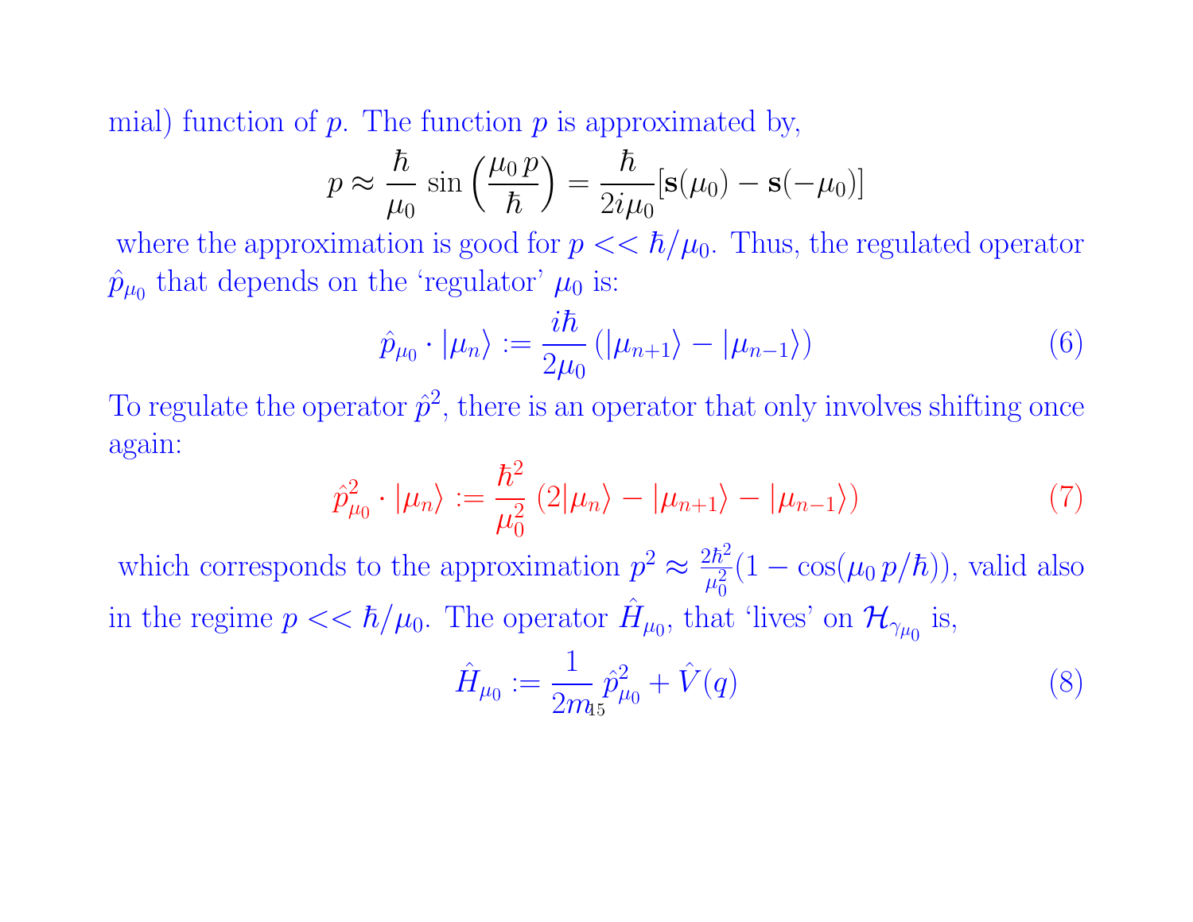mial) function of $p$. The function $p$ is approximated by,

$$p \approx \frac{\hbar}{\mu_0} \sin\left(\frac{\mu_0 \, p}{\hbar}\right) = \frac{\hbar}{2i\mu_0}[\mathbf{s}(\mu_0) - \mathbf{s}(-\mu_0)]$$

where the approximation is good for $p << \hbar/\mu_0$. Thus, the regulated operator $\hat{p}_{\mu_0}$ that depends on the 'regulator' $\mu_0$ is:

$$\hat{p}_{\mu_0} \cdot |\mu_n\rangle := \frac{i\hbar}{2\mu_0} \left(|\mu_{n+1}\rangle - |\mu_{n-1}\rangle\right) \tag{6}$$

To regulate the operator $\hat{p}^2$, there is an operator that only involves shifting once again:

$$\hat{p}^2_{\mu_0} \cdot |\mu_n\rangle := \frac{\hbar^2}{\mu_0^2} \left(2|\mu_n\rangle - |\mu_{n+1}\rangle - |\mu_{n-1}\rangle\right) \tag{7}$$

which corresponds to the approximation $p^2 \approx \frac{2\hbar^2}{\mu_0^2}(1 - \cos(\mu_0 \, p/\hbar))$, valid also in the regime $p << \hbar/\mu_0$. The operator $\hat{H}_{\mu_0}$, that 'lives' on $\mathcal{H}_{\gamma_{\mu_0}}$ is,

$$\hat{H}_{\mu_0} := \frac{1}{2m} \hat{p}^2_{\mu_0} + \hat{V}(q) \tag{8}$$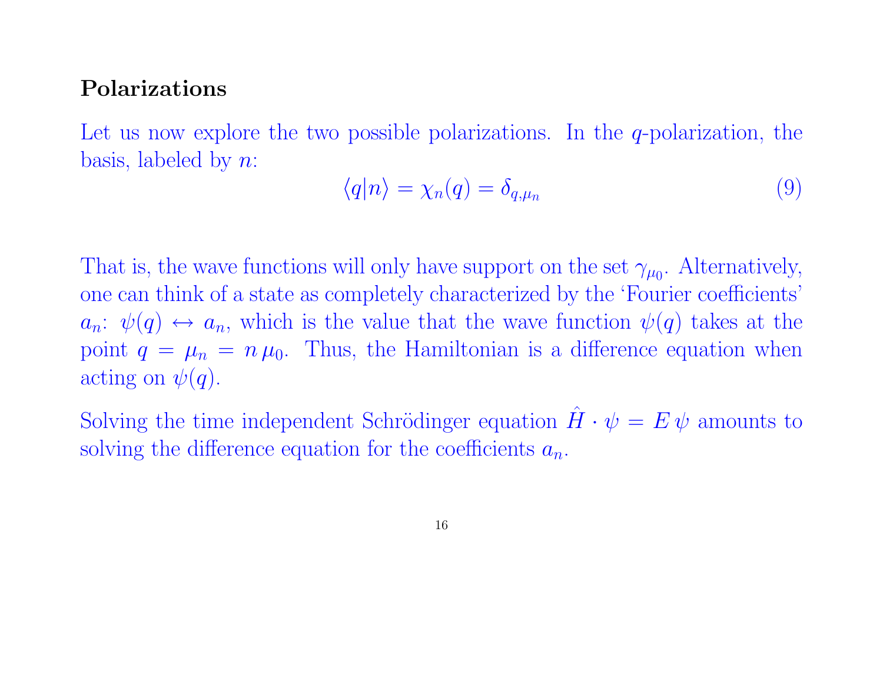**Polarizations**

Let us now explore the two possible polarizations. In the $q$-polarization, the basis, labeled by $n$:

$$\langle q|n\rangle = \chi_n(q) = \delta_{q,\mu_n} \tag{9}$$

That is, the wave functions will only have support on the set $\gamma_{\mu_0}$. Alternatively, one can think of a state as completely characterized by the 'Fourier coefficients' $a_n$: $\psi(q) \leftrightarrow a_n$, which is the value that the wave function $\psi(q)$ takes at the point $q = \mu_n = n\,\mu_0$. Thus, the Hamiltonian is a difference equation when acting on $\psi(q)$.

Solving the time independent Schrödinger equation $\hat{H} \cdot \psi = E\,\psi$ amounts to solving the difference equation for the coefficients $a_n$.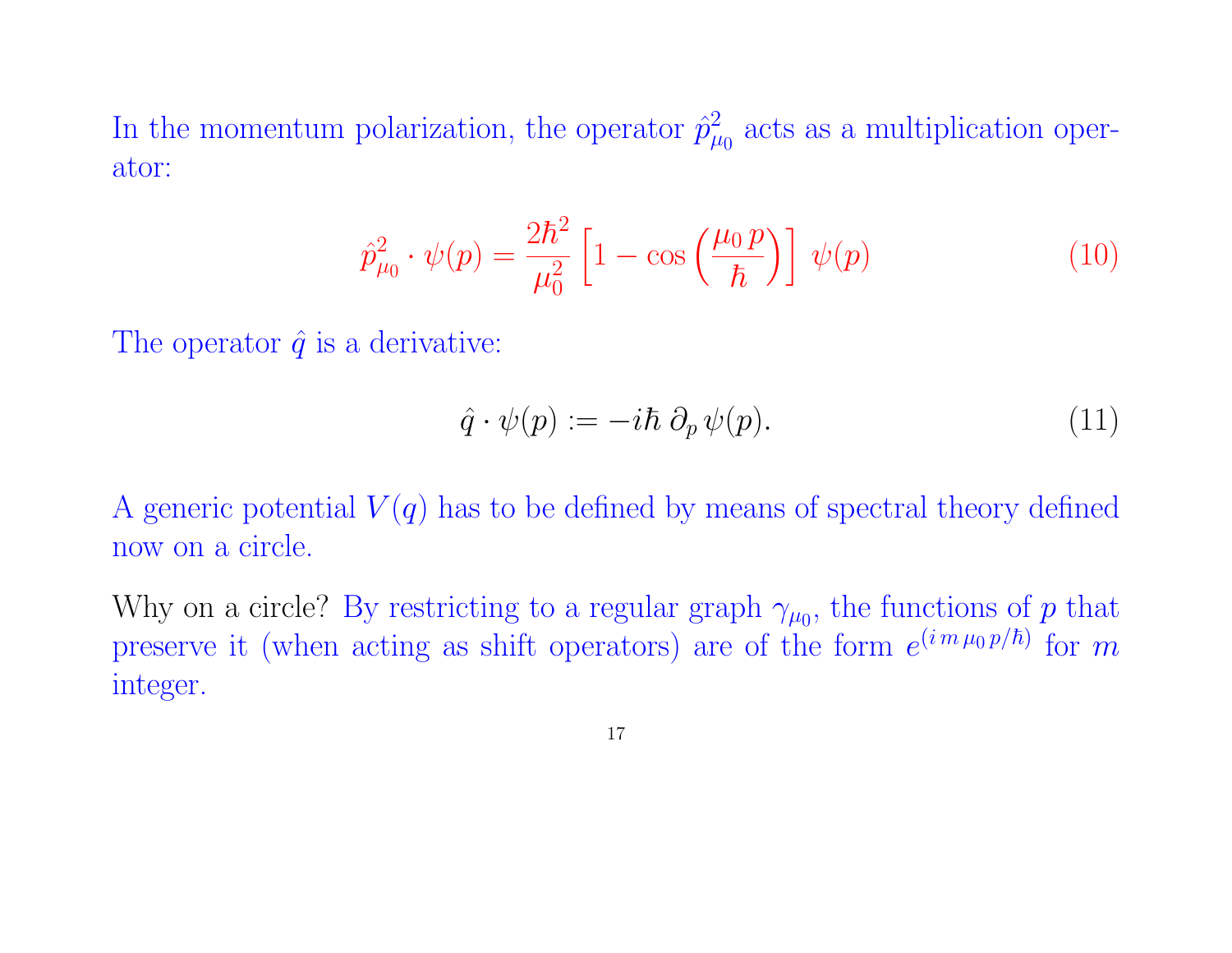In the momentum polarization, the operator $\hat{p}^2_{\mu_0}$ acts as a multiplication operator:

$$\hat{p}^2_{\mu_0} \cdot \psi(p) = \frac{2\hbar^2}{\mu_0^2} \left[ 1 - \cos\left( \frac{\mu_0 \, p}{\hbar} \right) \right] \, \psi(p) \tag{10}$$

The operator $\hat{q}$ is a derivative:

$$\hat{q} \cdot \psi(p) := -i\hbar \, \partial_p \, \psi(p). \tag{11}$$

A generic potential $V(q)$ has to be defined by means of spectral theory defined now on a circle.

Why on a circle? By restricting to a regular graph $\gamma_{\mu_0}$, the functions of $p$ that preserve it (when acting as shift operators) are of the form $e^{(i\, m\, \mu_0\, p/\hbar)}$ for $m$ integer.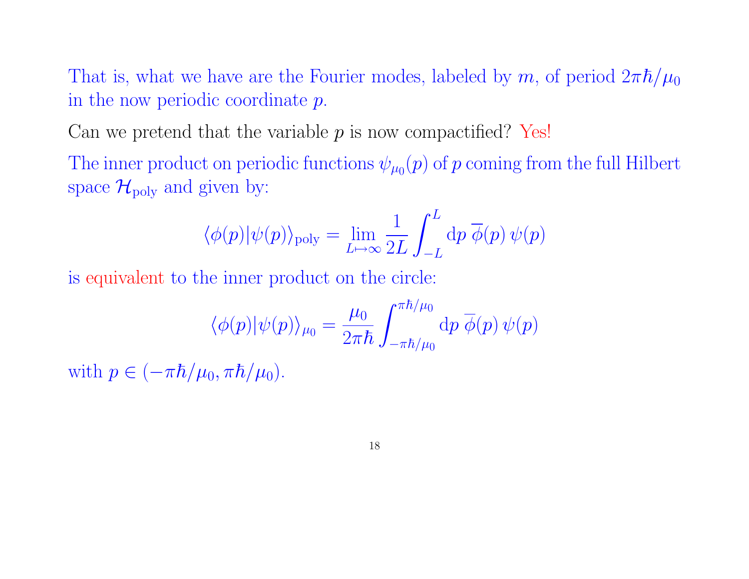That is, what we have are the Fourier modes, labeled by $m$, of period $2\pi\hbar/\mu_0$ in the now periodic coordinate $p$.

Can we pretend that the variable $p$ is now compactified? Yes!

The inner product on periodic functions $\psi_{\mu_0}(p)$ of $p$ coming from the full Hilbert space $\mathcal{H}_{\text{poly}}$ and given by:

$$\langle \phi(p) | \psi(p) \rangle_{\text{poly}} = \lim_{L \mapsto \infty} \frac{1}{2L} \int_{-L}^{L} \mathrm{d}p \; \overline{\phi}(p) \, \psi(p)$$

is equivalent to the inner product on the circle:

$$\langle \phi(p) | \psi(p) \rangle_{\mu_0} = \frac{\mu_0}{2\pi\hbar} \int_{-\pi\hbar/\mu_0}^{\pi\hbar/\mu_0} \mathrm{d}p \; \overline{\phi}(p) \, \psi(p)$$

with $p \in (-\pi\hbar/\mu_0, \pi\hbar/\mu_0)$.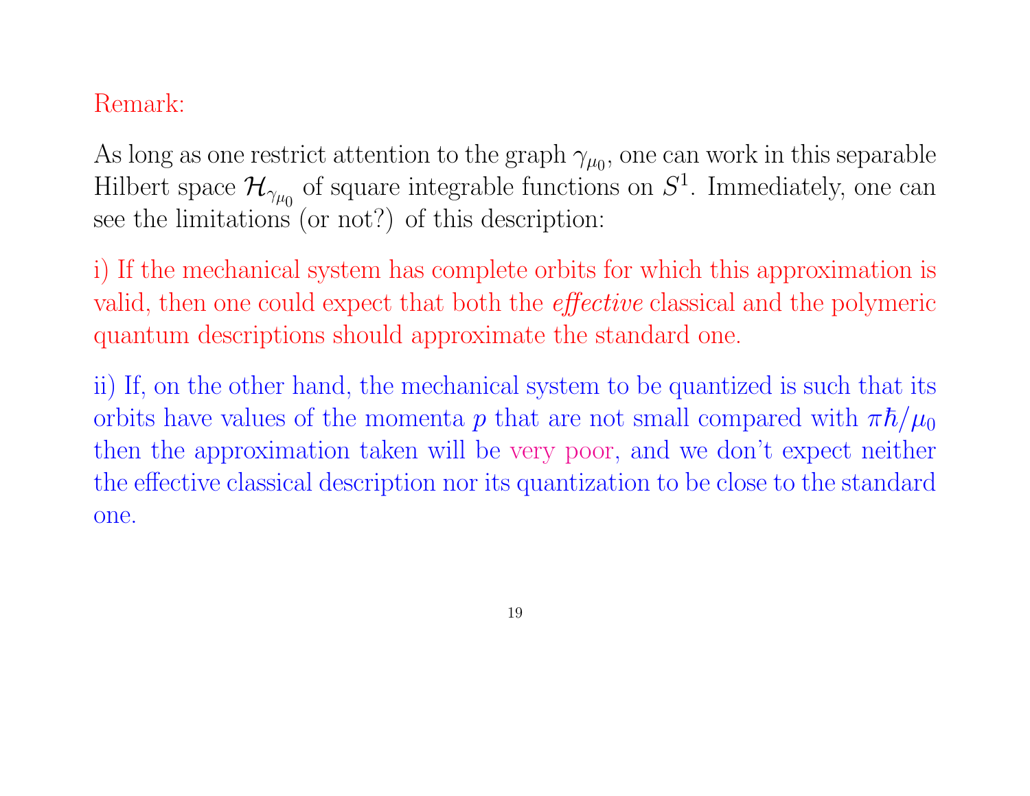Remark:

As long as one restrict attention to the graph $\gamma_{\mu_0}$, one can work in this separable Hilbert space $\mathcal{H}_{\gamma_{\mu_0}}$ of square integrable functions on $S^1$. Immediately, one can see the limitations (or not?) of this description:

i) If the mechanical system has complete orbits for which this approximation is valid, then one could expect that both the *effective* classical and the polymeric quantum descriptions should approximate the standard one.

ii) If, on the other hand, the mechanical system to be quantized is such that its orbits have values of the momenta $p$ that are not small compared with $\pi\hbar/\mu_0$ then the approximation taken will be very poor, and we don't expect neither the effective classical description nor its quantization to be close to the standard one.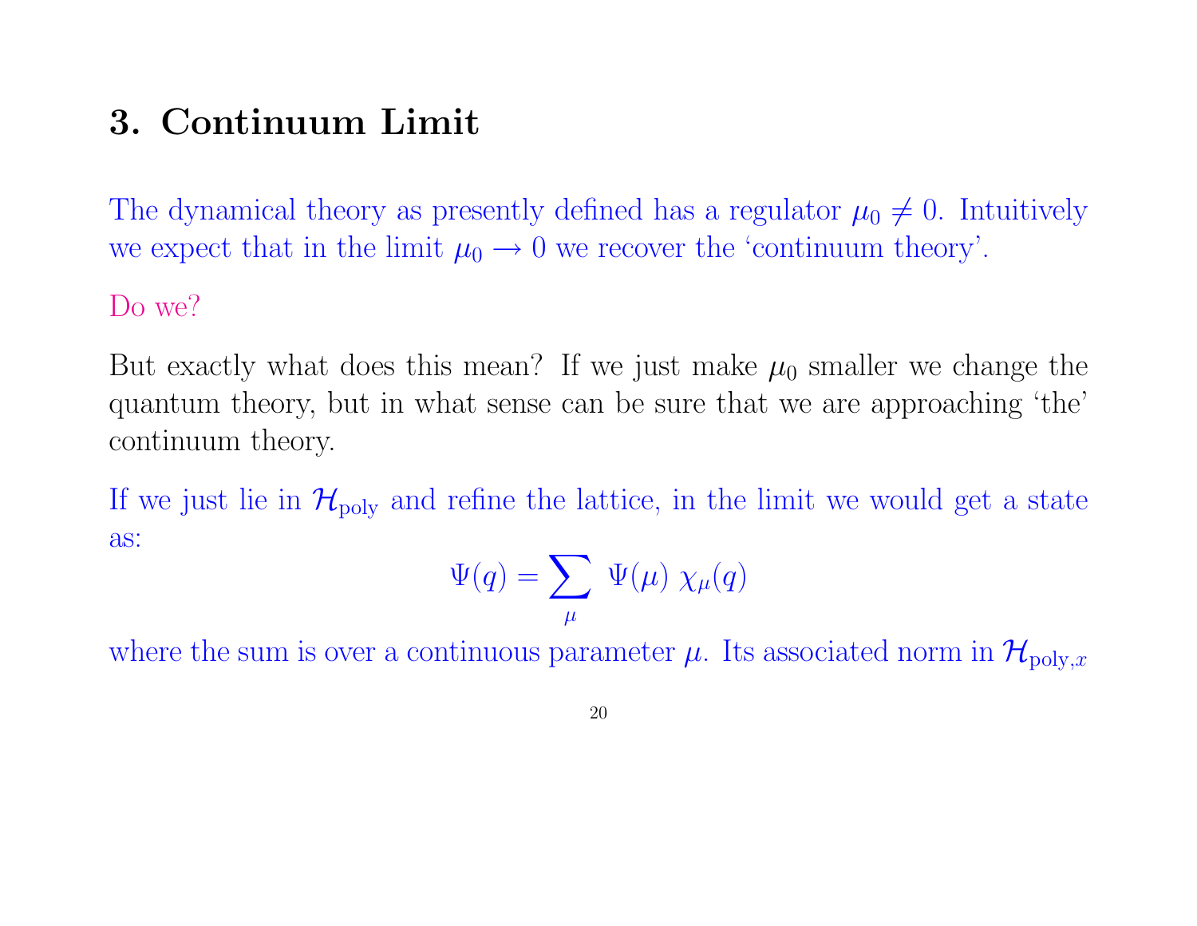# 3. Continuum Limit

The dynamical theory as presently defined has a regulator $\mu_0 \neq 0$. Intuitively we expect that in the limit $\mu_0 \to 0$ we recover the 'continuum theory'.

Do we?

But exactly what does this mean? If we just make $\mu_0$ smaller we change the quantum theory, but in what sense can be sure that we are approaching 'the' continuum theory.

If we just lie in $\mathcal{H}_{\rm poly}$ and refine the lattice, in the limit we would get a state as:

$$\Psi(q) = \sum_{\mu} \; \Psi(\mu) \; \chi_{\mu}(q)$$

where the sum is over a continuous parameter $\mu$. Its associated norm in $\mathcal{H}_{{\rm poly},x}$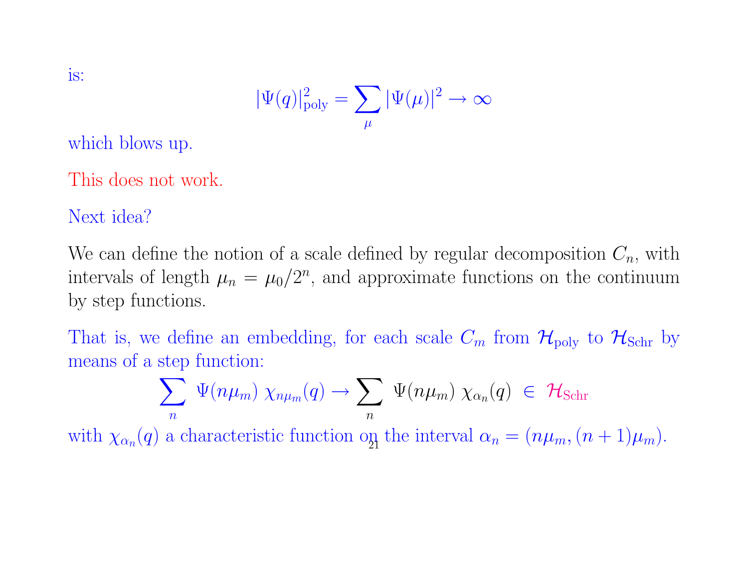is:

$$|\Psi(q)|^2_{\rm poly} = \sum_\mu |\Psi(\mu)|^2 \to \infty$$

which blows up.

This does not work.

Next idea?

We can define the notion of a scale defined by regular decomposition $C_n$, with intervals of length $\mu_n = \mu_0/2^n$, and approximate functions on the continuum by step functions.

That is, we define an embedding, for each scale $C_m$ from $\mathcal{H}_{\rm poly}$ to $\mathcal{H}_{\rm Schr}$ by means of a step function:

$$\sum_n \; \Psi(n\mu_m)\; \chi_{n\mu_m}(q) \to \sum_n \; \Psi(n\mu_m)\; \chi_{\alpha_n}(q) \;\in\; \mathcal{H}_{\rm Schr}$$

with $\chi_{\alpha_n}(q)$ a characteristic function on the interval $\alpha_n = (n\mu_m, (n+1)\mu_m)$.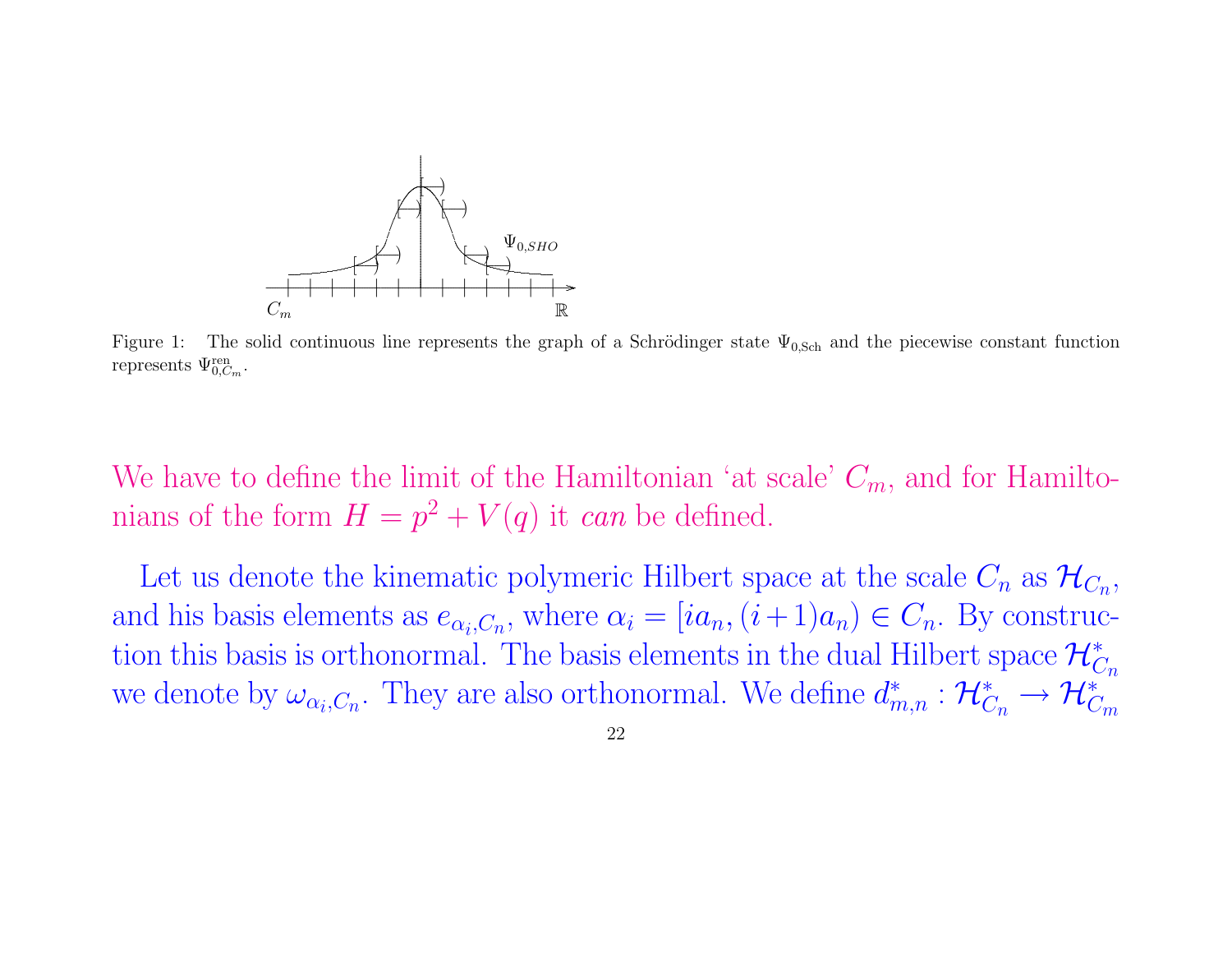Figure 1: The solid continuous line represents the graph of a Schrödinger state $\Psi_{0,\mathrm{Sch}}$ and the piecewise constant function represents $\Psi^{\mathrm{ren}}_{0,C_m}$.

We have to define the limit of the Hamiltonian 'at scale' $C_m$, and for Hamiltonians of the form $H = p^2 + V(q)$ it *can* be defined.

Let us denote the kinematic polymeric Hilbert space at the scale $C_n$ as $\mathcal{H}_{C_n}$, and his basis elements as $e_{\alpha_i,C_n}$, where $\alpha_i = [ia_n, (i+1)a_n) \in C_n$. By construction this basis is orthonormal. The basis elements in the dual Hilbert space $\mathcal{H}^*_{C_n}$ we denote by $\omega_{\alpha_i,C_n}$. They are also orthonormal. We define $d^*_{m,n} : \mathcal{H}^*_{C_n} \to \mathcal{H}^*_{C_m}$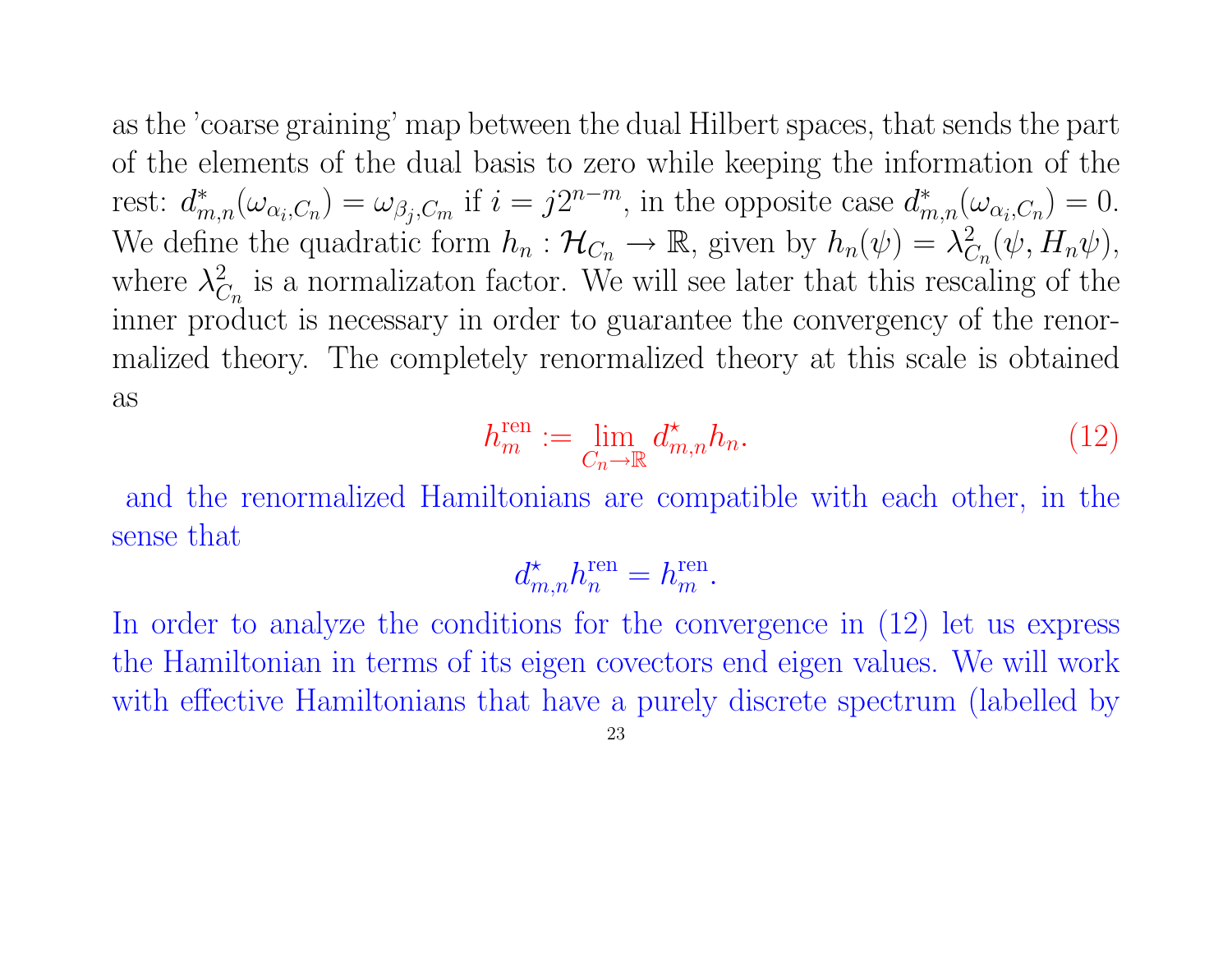as the 'coarse graining' map between the dual Hilbert spaces, that sends the part of the elements of the dual basis to zero while keeping the information of the rest: $d^*_{m,n}(\omega_{\alpha_i,C_n}) = \omega_{\beta_j,C_m}$ if $i = j2^{n-m}$, in the opposite case $d^*_{m,n}(\omega_{\alpha_i,C_n}) = 0$. We define the quadratic form $h_n : \mathcal{H}_{C_n} \to \mathbb{R}$, given by $h_n(\psi) = \lambda^2_{C_n}(\psi, H_n\psi)$, where $\lambda^2_{C_n}$ is a normalizaton factor. We will see later that this rescaling of the inner product is necessary in order to guarantee the convergency of the renormalized theory. The completely renormalized theory at this scale is obtained as

$$h^{\rm ren}_m := \lim_{C_n \to \mathbb{R}} d^\star_{m,n} h_n. \tag{12}$$

and the renormalized Hamiltonians are compatible with each other, in the sense that

$$d^\star_{m,n} h^{\rm ren}_n = h^{\rm ren}_m.$$

In order to analyze the conditions for the convergence in (12) let us express the Hamiltonian in terms of its eigen covectors end eigen values. We will work with effective Hamiltonians that have a purely discrete spectrum (labelled by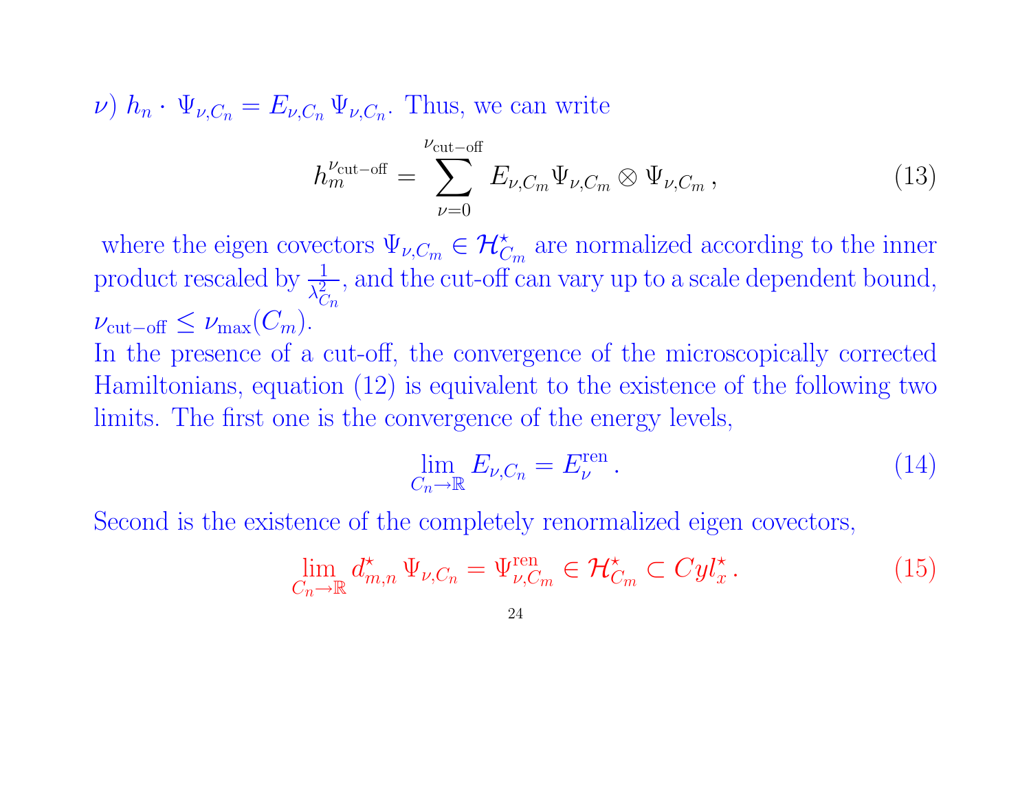$\nu$) $h_n \cdot \Psi_{\nu,C_n} = E_{\nu,C_n} \Psi_{\nu,C_n}$. Thus, we can write

$$h_m^{\nu_{\rm cut-off}} = \sum_{\nu=0}^{\nu_{\rm cut-off}} E_{\nu,C_m} \Psi_{\nu,C_m} \otimes \Psi_{\nu,C_m} \,, \tag{13}$$

where the eigen covectors $\Psi_{\nu,C_m} \in \mathcal{H}^\star_{C_m}$ are normalized according to the inner product rescaled by $\frac{1}{\lambda^2_{C_n}}$, and the cut-off can vary up to a scale dependent bound, $\nu_{\rm cut-off} \leq \nu_{\rm max}(C_m)$.

In the presence of a cut-off, the convergence of the microscopically corrected Hamiltonians, equation (12) is equivalent to the existence of the following two limits. The first one is the convergence of the energy levels,

$$\lim_{C_n \to \mathbb{R}} E_{\nu,C_n} = E^{\rm ren}_\nu \,. \tag{14}$$

Second is the existence of the completely renormalized eigen covectors,

$$\lim_{C_n \to \mathbb{R}} d^\star_{m,n} \, \Psi_{\nu,C_n} = \Psi^{\rm ren}_{\nu,C_m} \in \mathcal{H}^\star_{C_m} \subset Cyl^\star_x \,. \tag{15}$$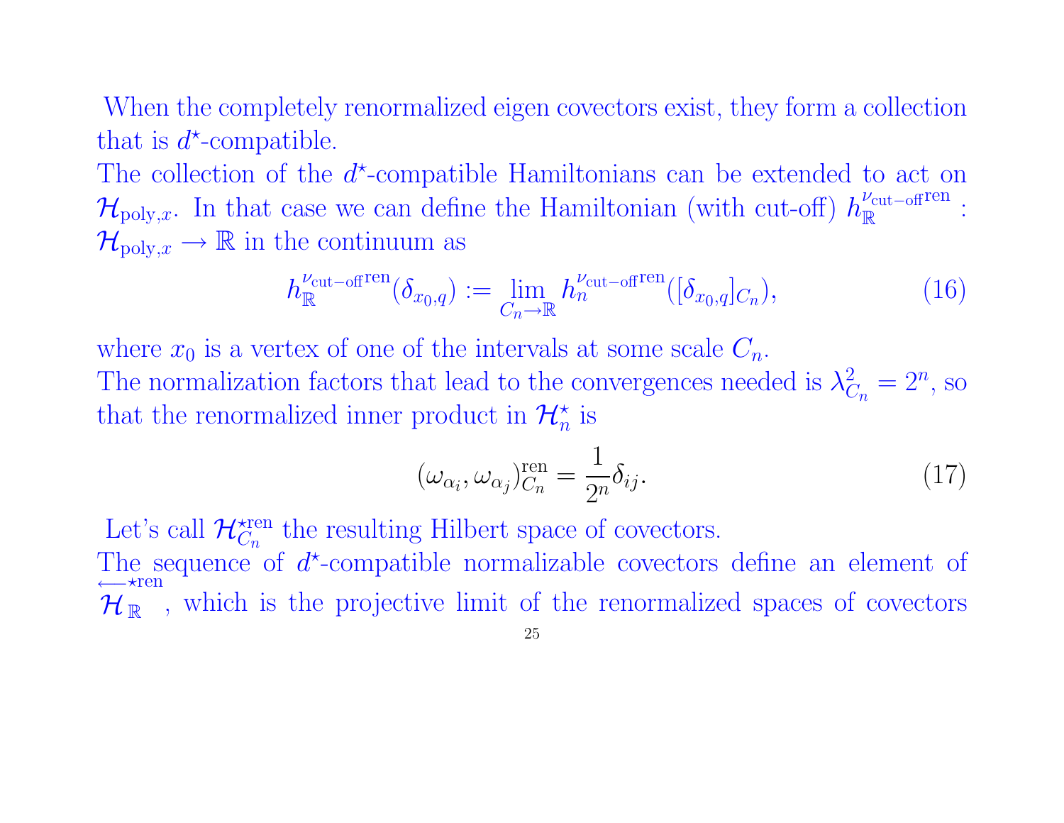When the completely renormalized eigen covectors exist, they form a collection that is $d^\star$-compatible.

The collection of the $d^\star$-compatible Hamiltonians can be extended to act on $\mathcal{H}_{\text{poly},x}$. In that case we can define the Hamiltonian (with cut-off) $h_{\mathbb{R}}^{\nu_{\text{cut-off}}\text{ren}}$ : $\mathcal{H}_{\text{poly},x} \to \mathbb{R}$ in the continuum as

$$h_{\mathbb{R}}^{\nu_{\text{cut-off}}\text{ren}}(\delta_{x_0,q}) := \lim_{C_n \to \mathbb{R}} h_n^{\nu_{\text{cut-off}}\text{ren}}([\delta_{x_0,q}]_{C_n}), \tag{16}$$

where $x_0$ is a vertex of one of the intervals at some scale $C_n$.

The normalization factors that lead to the convergences needed is $\lambda_{C_n}^2 = 2^n$, so that the renormalized inner product in $\mathcal{H}_n^\star$ is

$$(\omega_{\alpha_i}, \omega_{\alpha_j})_{C_n}^{\text{ren}} = \frac{1}{2^n}\delta_{ij}. \tag{17}$$

Let's call $\mathcal{H}_{C_n}^{\star\text{ren}}$ the resulting Hilbert space of covectors.

The sequence of $d^\star$-compatible normalizable covectors define an element of $\overleftarrow{\mathcal{H}}_{\mathbb{R}}^{\star\text{ren}}$, which is the projective limit of the renormalized spaces of covectors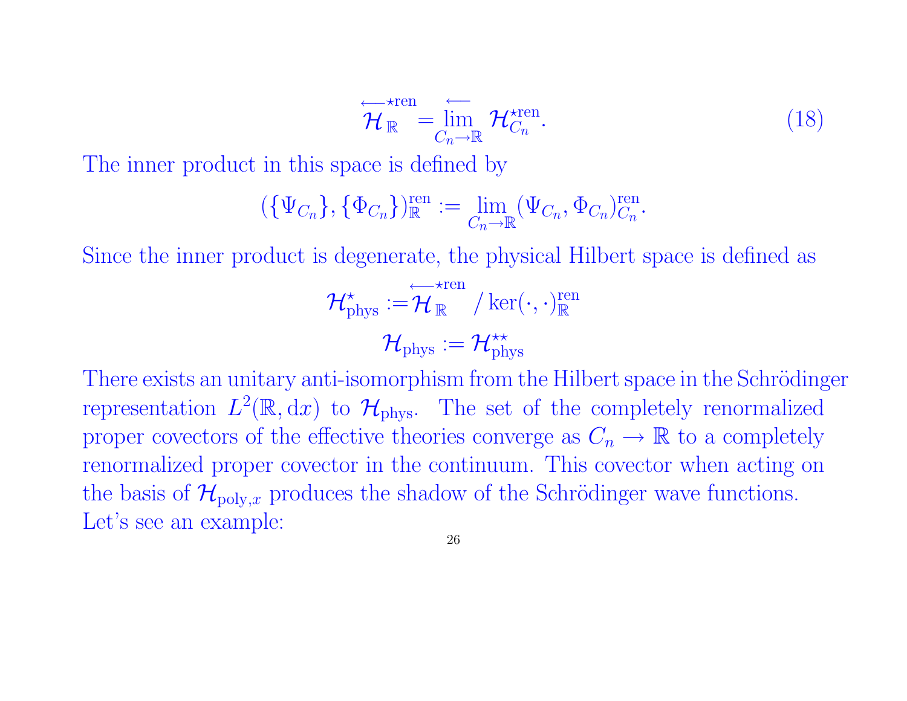$$\overleftarrow{\mathcal{H}}_{\mathbb{R}}^{\star \mathrm{ren}} = \overleftarrow{\lim_{C_n \to \mathbb{R}}} \mathcal{H}_{C_n}^{\star \mathrm{ren}}. \tag{18}$$

The inner product in this space is defined by

$$(\{\Psi_{C_n}\}, \{\Phi_{C_n}\})_{\mathbb{R}}^{\mathrm{ren}} := \lim_{C_n \to \mathbb{R}} (\Psi_{C_n}, \Phi_{C_n})_{C_n}^{\mathrm{ren}}.$$

Since the inner product is degenerate, the physical Hilbert space is defined as

$$\mathcal{H}_{\mathrm{phys}}^{\star} := \overleftarrow{\mathcal{H}}_{\mathbb{R}}^{\star \mathrm{ren}} / \ker(\cdot, \cdot)_{\mathbb{R}}^{\mathrm{ren}}$$

$$\mathcal{H}_{\mathrm{phys}} := \mathcal{H}_{\mathrm{phys}}^{\star\star}$$

There exists an unitary anti-isomorphism from the Hilbert space in the Schrödinger representation $L^2(\mathbb{R}, \mathrm{d}x)$ to $\mathcal{H}_{\mathrm{phys}}$. The set of the completely renormalized proper covectors of the effective theories converge as $C_n \to \mathbb{R}$ to a completely renormalized proper covector in the continuum. This covector when acting on the basis of $\mathcal{H}_{\mathrm{poly},x}$ produces the shadow of the Schrödinger wave functions. Let's see an example: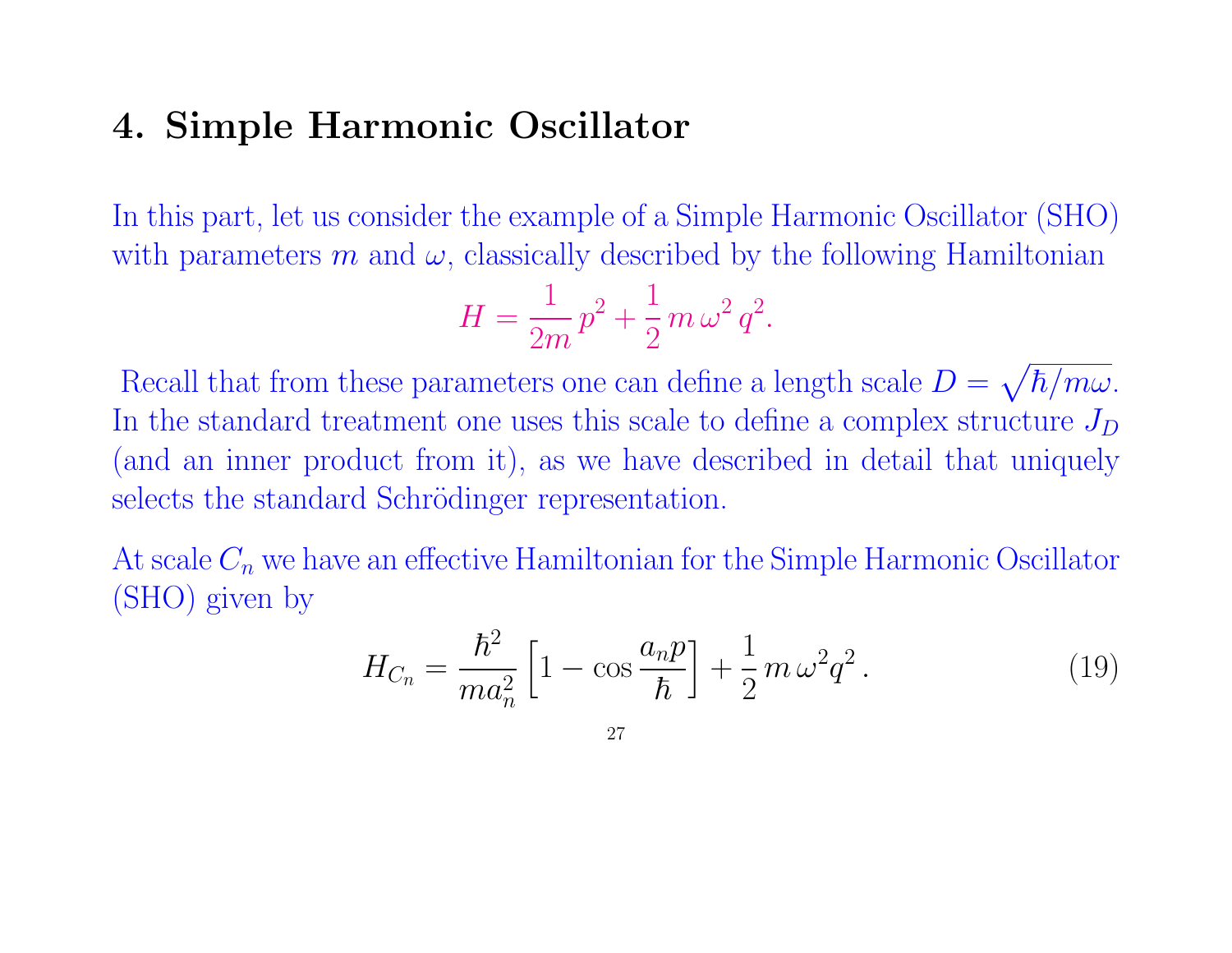## 4. Simple Harmonic Oscillator

In this part, let us consider the example of a Simple Harmonic Oscillator (SHO) with parameters $m$ and $\omega$, classically described by the following Hamiltonian

$$H = \frac{1}{2m}\, p^2 + \frac{1}{2}\, m\, \omega^2\, q^2.$$

Recall that from these parameters one can define a length scale $D = \sqrt{\hbar/m\omega}$. In the standard treatment one uses this scale to define a complex structure $J_D$ (and an inner product from it), as we have described in detail that uniquely selects the standard Schrödinger representation.

At scale $C_n$ we have an effective Hamiltonian for the Simple Harmonic Oscillator (SHO) given by

$$H_{C_n} = \frac{\hbar^2}{m a_n^2}\left[1 - \cos\frac{a_n p}{\hbar}\right] + \frac{1}{2}\, m\, \omega^2 q^2\,. \tag{19}$$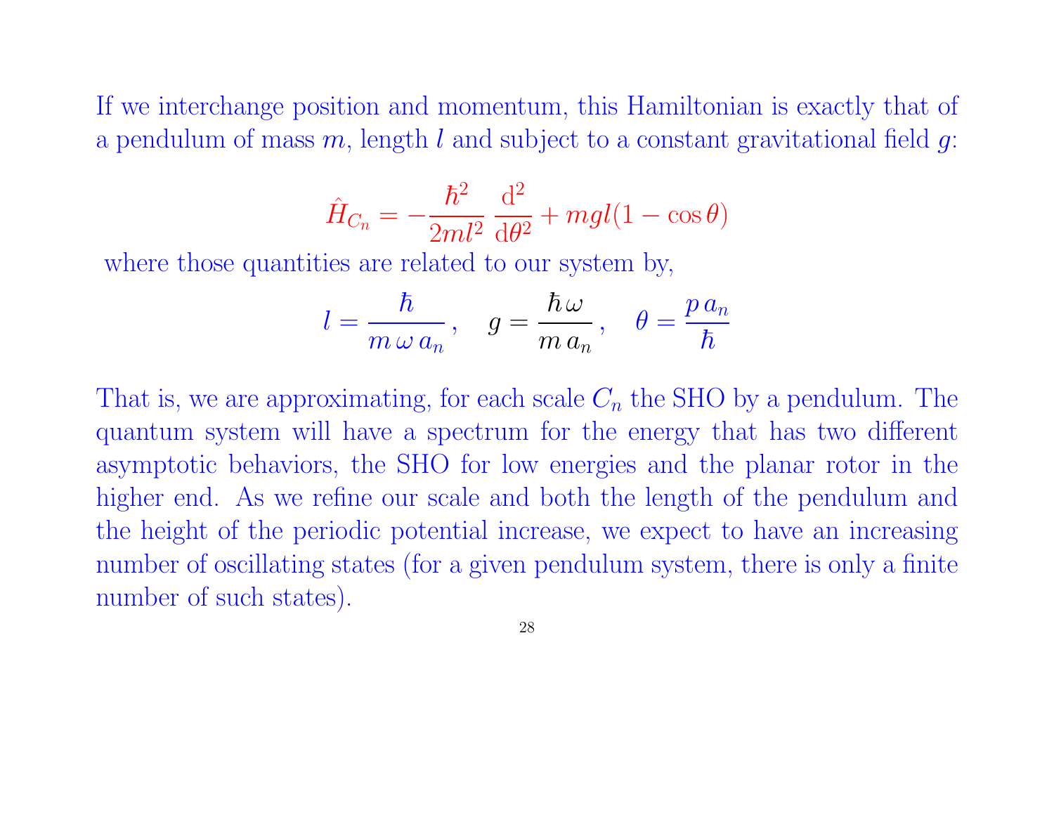If we interchange position and momentum, this Hamiltonian is exactly that of a pendulum of mass $m$, length $l$ and subject to a constant gravitational field $g$:

$$\hat{H}_{C_n} = -\frac{\hbar^2}{2ml^2}\,\frac{\mathrm{d}^2}{\mathrm{d}\theta^2} + mgl(1-\cos\theta)$$

where those quantities are related to our system by,

$$l = \frac{\hbar}{m\,\omega\,a_n}\,, \quad g = \frac{\hbar\,\omega}{m\,a_n}\,, \quad \theta = \frac{p\,a_n}{\hbar}$$

That is, we are approximating, for each scale $C_n$ the SHO by a pendulum. The quantum system will have a spectrum for the energy that has two different asymptotic behaviors, the SHO for low energies and the planar rotor in the higher end. As we refine our scale and both the length of the pendulum and the height of the periodic potential increase, we expect to have an increasing number of oscillating states (for a given pendulum system, there is only a finite number of such states).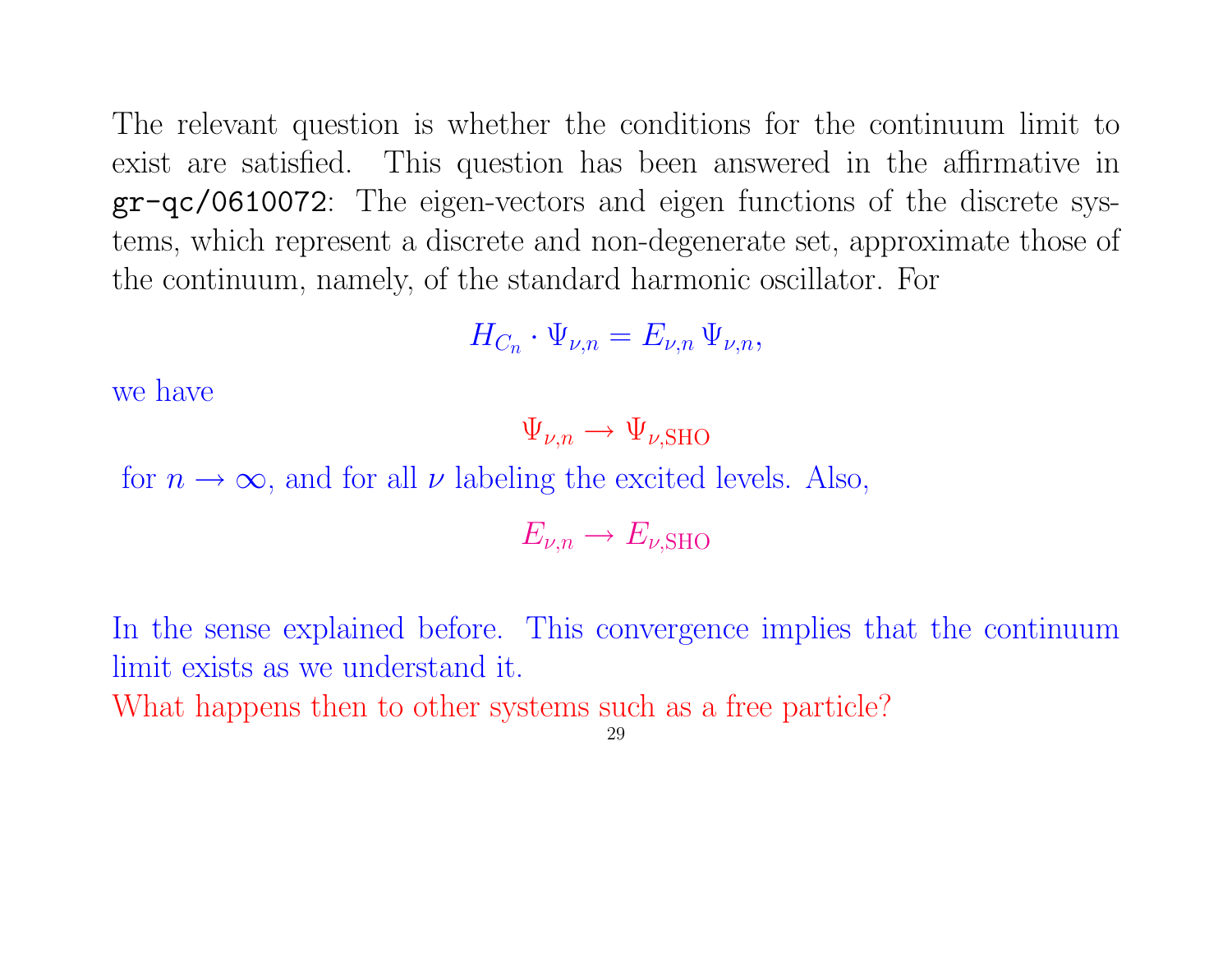The relevant question is whether the conditions for the continuum limit to exist are satisfied. This question has been answered in the affirmative in `gr-qc/0610072`: The eigen-vectors and eigen functions of the discrete systems, which represent a discrete and non-degenerate set, approximate those of the continuum, namely, of the standard harmonic oscillator. For

$$H_{C_n} \cdot \Psi_{\nu,n} = E_{\nu,n} \, \Psi_{\nu,n},$$

we have

$$\Psi_{\nu,n} \to \Psi_{\nu,\mathrm{SHO}}$$

for $n \to \infty$, and for all $\nu$ labeling the excited levels. Also,

$$E_{\nu,n} \to E_{\nu,\mathrm{SHO}}$$

In the sense explained before. This convergence implies that the continuum limit exists as we understand it.

What happens then to other systems such as a free particle?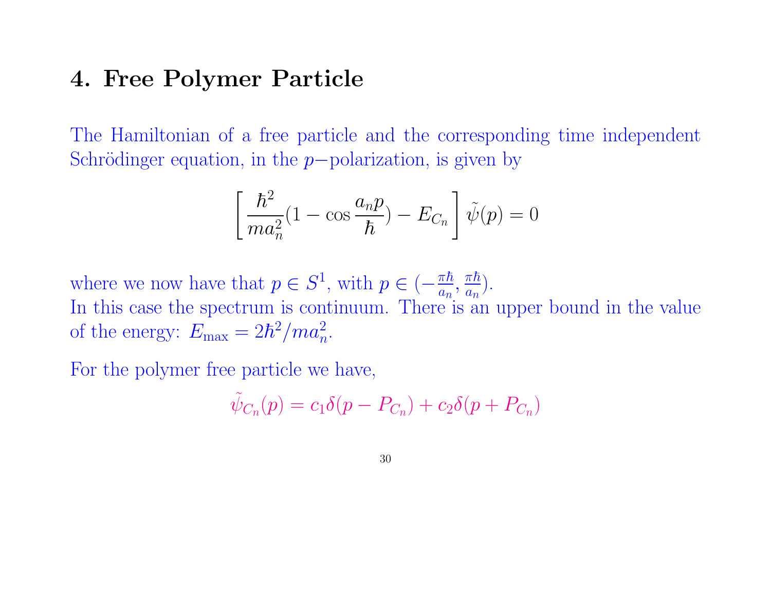# 4. Free Polymer Particle

The Hamiltonian of a free particle and the corresponding time independent Schrödinger equation, in the $p-$polarization, is given by

$$\left[ \frac{\hbar^2}{ma_n^2}(1 - \cos\frac{a_n p}{\hbar}) - E_{C_n} \right] \tilde{\psi}(p) = 0$$

where we now have that $p \in S^1$, with $p \in (-\frac{\pi\hbar}{a_n}, \frac{\pi\hbar}{a_n})$.
In this case the spectrum is continuum. There is an upper bound in the value of the energy: $E_{\max} = 2\hbar^2/ma_n^2$.

For the polymer free particle we have,

$$\tilde{\psi}_{C_n}(p) = c_1\delta(p - P_{C_n}) + c_2\delta(p + P_{C_n})$$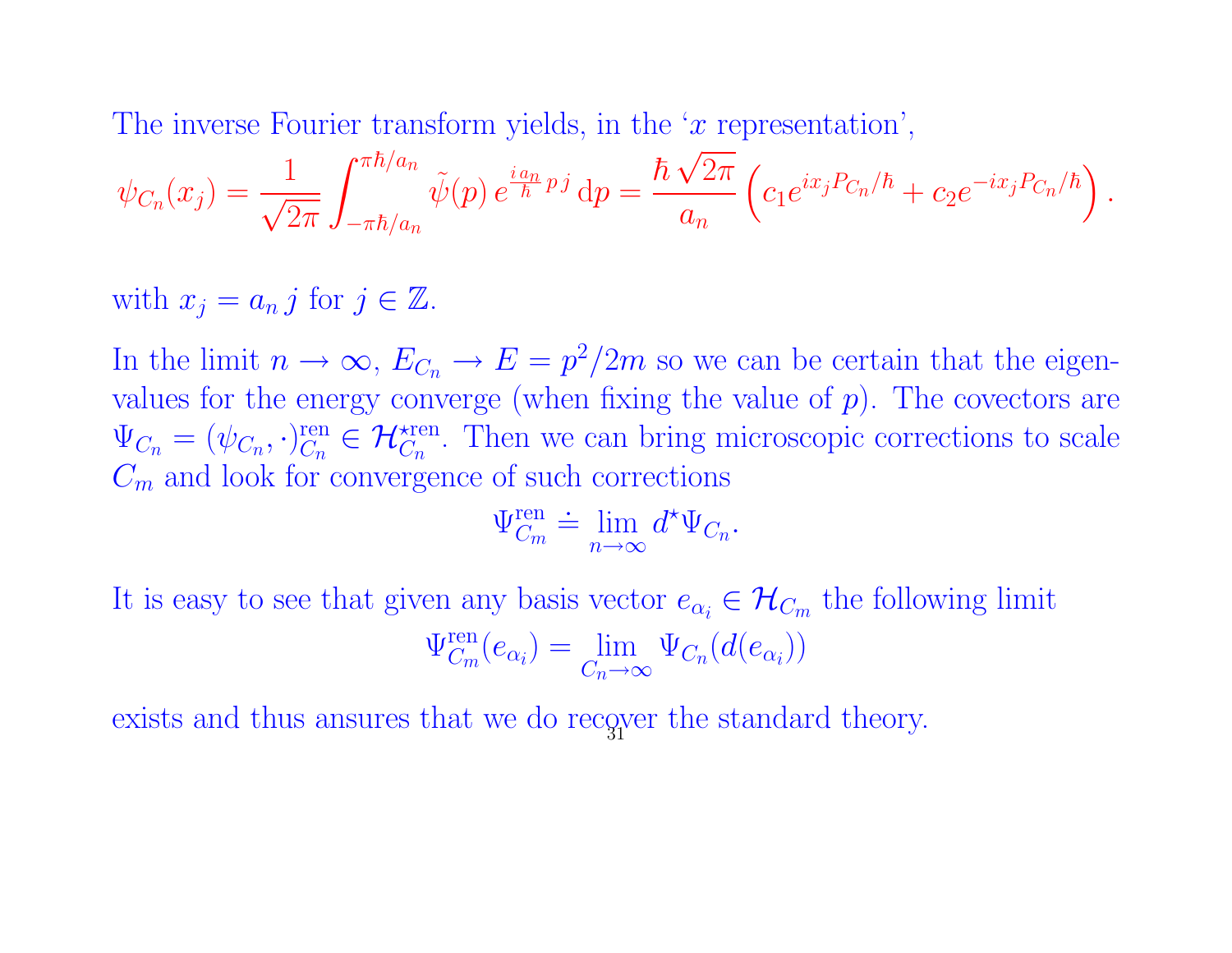The inverse Fourier transform yields, in the '$x$ representation',

$$\psi_{C_n}(x_j) = \frac{1}{\sqrt{2\pi}} \int_{-\pi\hbar/a_n}^{\pi\hbar/a_n} \tilde{\psi}(p)\, e^{\frac{i a_n}{\hbar} p\, j}\, \mathrm{d}p = \frac{\hbar\sqrt{2\pi}}{a_n} \left( c_1 e^{i x_j P_{C_n}/\hbar} + c_2 e^{-i x_j P_{C_n}/\hbar} \right).$$

with $x_j = a_n\, j$ for $j \in \mathbb{Z}$.

In the limit $n \to \infty$, $E_{C_n} \to E = p^2/2m$ so we can be certain that the eigenvalues for the energy converge (when fixing the value of $p$). The covectors are $\Psi_{C_n} = (\psi_{C_n}, \cdot)^{\text{ren}}_{C_n} \in \mathcal{H}^{\star\text{ren}}_{C_n}$. Then we can bring microscopic corrections to scale $C_m$ and look for convergence of such corrections

$$\Psi^{\text{ren}}_{C_m} \doteq \lim_{n\to\infty} d^{\star}\Psi_{C_n}.$$

It is easy to see that given any basis vector $e_{\alpha_i} \in \mathcal{H}_{C_m}$ the following limit

$$\Psi^{\text{ren}}_{C_m}(e_{\alpha_i}) = \lim_{C_n\to\infty} \Psi_{C_n}(d(e_{\alpha_i}))$$

exists and thus ansures that we do recover the standard theory.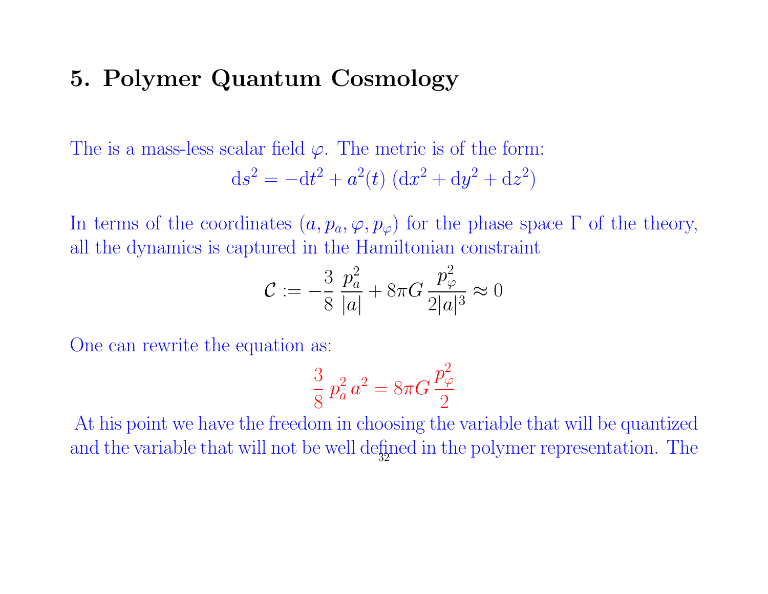## 5. Polymer Quantum Cosmology

The is a mass-less scalar field $\varphi$. The metric is of the form:

$$\mathrm{d}s^2 = -\mathrm{d}t^2 + a^2(t)\,(\mathrm{d}x^2 + \mathrm{d}y^2 + \mathrm{d}z^2)$$

In terms of the coordinates $(a, p_a, \varphi, p_\varphi)$ for the phase space $\Gamma$ of the theory, all the dynamics is captured in the Hamiltonian constraint

$$\mathcal{C} := -\frac{3}{8}\,\frac{p_a^2}{|a|} + 8\pi G\,\frac{p_\varphi^2}{2|a|^3} \approx 0$$

One can rewrite the equation as:

$$\frac{3}{8}\,p_a^2\,a^2 = 8\pi G\,\frac{p_\varphi^2}{2}$$

At his point we have the freedom in choosing the variable that will be quantized and the variable that will not be well defined in the polymer representation. The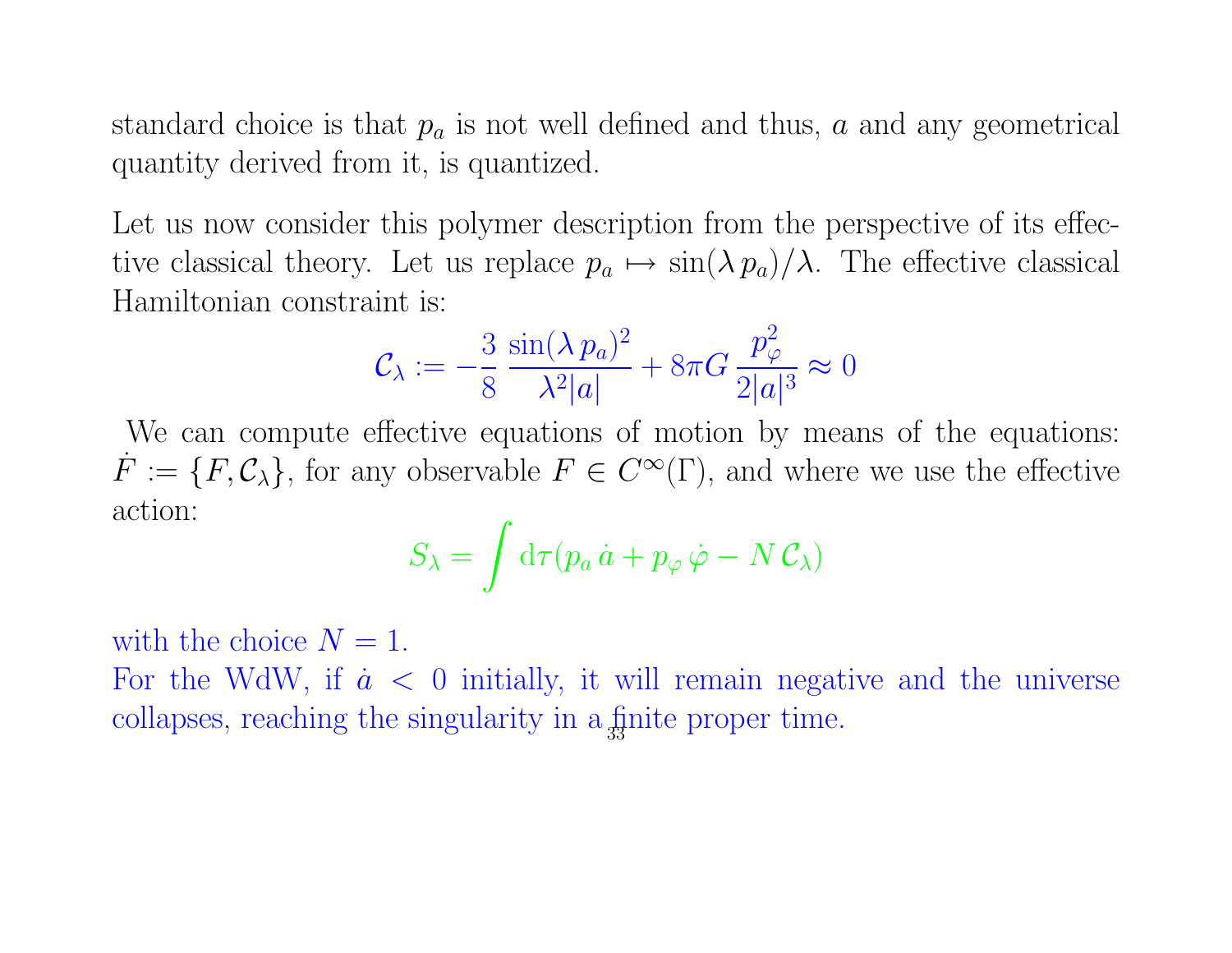standard choice is that $p_a$ is not well defined and thus, $a$ and any geometrical quantity derived from it, is quantized.

Let us now consider this polymer description from the perspective of its effective classical theory. Let us replace $p_a \mapsto \sin(\lambda\, p_a)/\lambda$. The effective classical Hamiltonian constraint is:

$$\mathcal{C}_\lambda := -\frac{3}{8}\,\frac{\sin(\lambda\, p_a)^2}{\lambda^2 |a|} + 8\pi G\,\frac{p_\varphi^2}{2|a|^3} \approx 0$$

We can compute effective equations of motion by means of the equations: $\dot{F} := \{F, \mathcal{C}_\lambda\}$, for any observable $F \in C^\infty(\Gamma)$, and where we use the effective action:

$$S_\lambda = \int \mathrm{d}\tau (p_a\, \dot{a} + p_\varphi\, \dot{\varphi} - N\, \mathcal{C}_\lambda)$$

with the choice $N = 1$.

For the WdW, if $\dot{a} < 0$ initially, it will remain negative and the universe collapses, reaching the singularity in a finite proper time.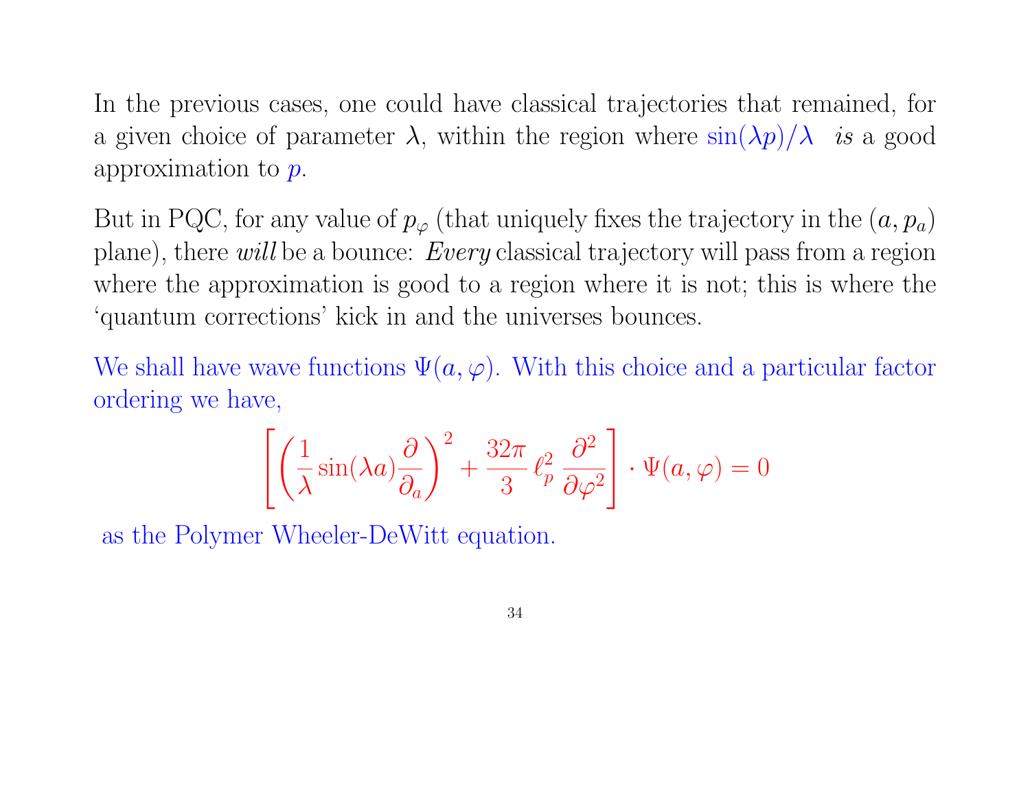In the previous cases, one could have classical trajectories that remained, for a given choice of parameter $\lambda$, within the region where $\sin(\lambda p)/\lambda$ *is* a good approximation to $p$.

But in PQC, for any value of $p_\varphi$ (that uniquely fixes the trajectory in the $(a, p_a)$ plane), there *will* be a bounce: *Every* classical trajectory will pass from a region where the approximation is good to a region where it is not; this is where the 'quantum corrections' kick in and the universes bounces.

We shall have wave functions $\Psi(a, \varphi)$. With this choice and a particular factor ordering we have,

$$\left[\left(\frac{1}{\lambda}\sin(\lambda a)\frac{\partial}{\partial_a}\right)^2 + \frac{32\pi}{3}\,\ell_p^2\,\frac{\partial^2}{\partial\varphi^2}\right]\cdot\Psi(a,\varphi) = 0$$

as the Polymer Wheeler-DeWitt equation.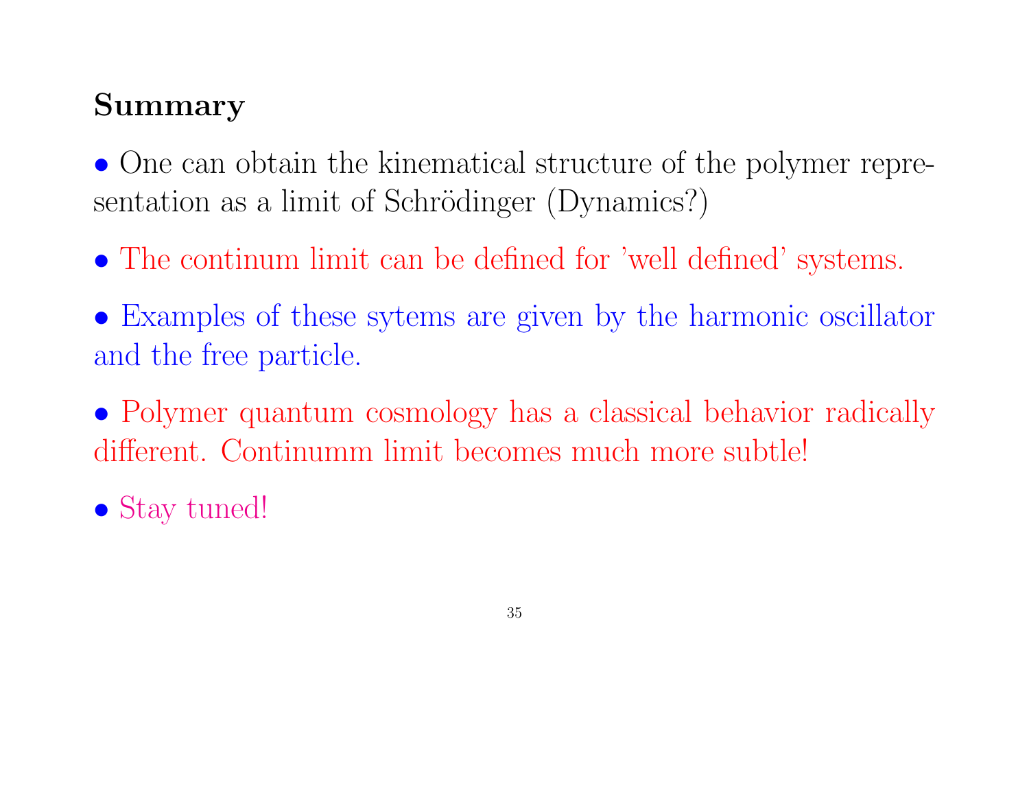## Summary

- One can obtain the kinematical structure of the polymer representation as a limit of Schrödinger (Dynamics?)

- The continum limit can be defined for 'well defined' systems.

- Examples of these sytems are given by the harmonic oscillator and the free particle.

- Polymer quantum cosmology has a classical behavior radically different. Continumm limit becomes much more subtle!

- Stay tuned!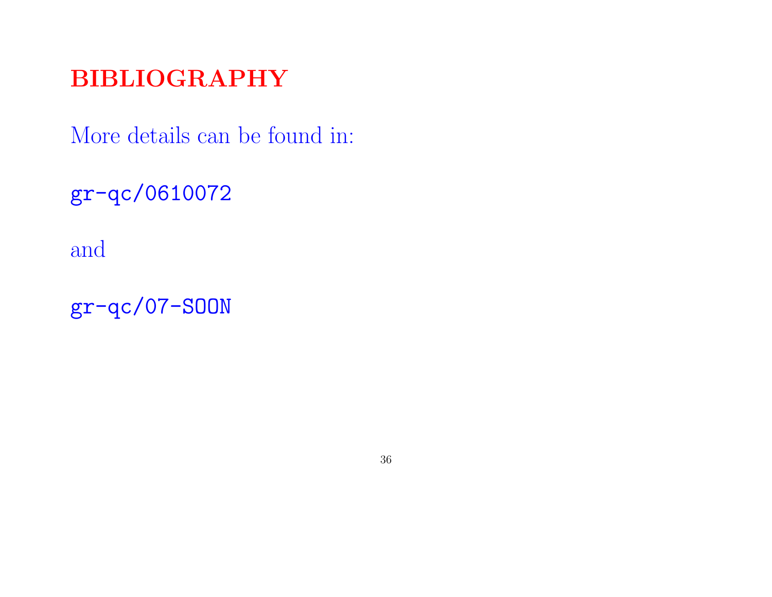# BIBLIOGRAPHY

More details can be found in:

`gr-qc/0610072`

and

`gr-qc/07-SOON`